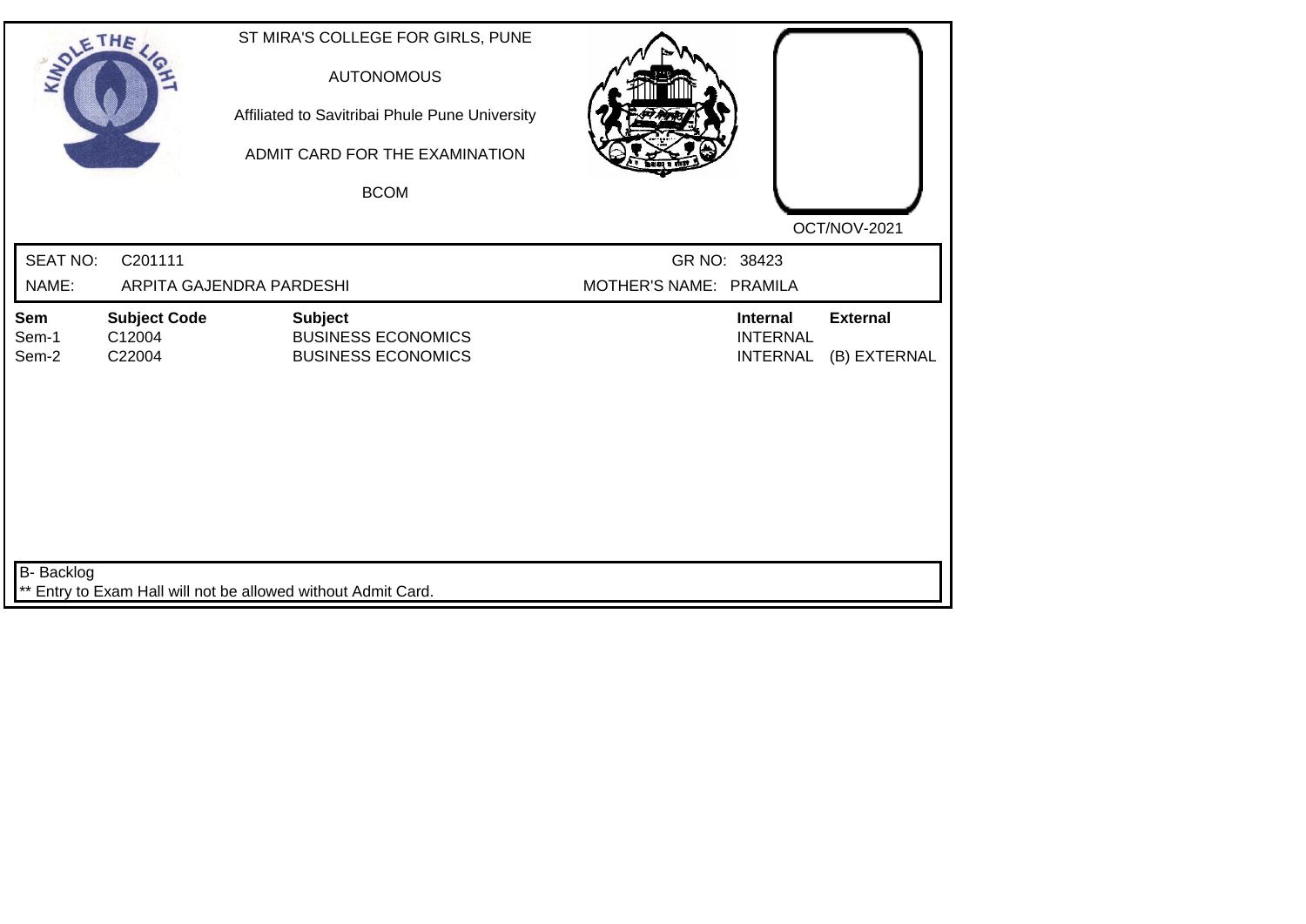ST MIRA'S COLLEGE FOR GIRLS, PUNE

AUTONOMOUS

Affiliated to Savitribai Phule Pune University

ADMIT CARD FOR THE EXAMINATION

BCOM

OCT/NOV-2021

SEAT NO: C201111 GR NO: 38423

NAME: ARPITA GAJENDRA PARDESHI MOTHER'S NAME: PRAMILA

| Sem | Subject Code | Subject | Internal | External |
|---|---|---|---|---|
| Sem-1 | C12004 | BUSINESS ECONOMICS | INTERNAL | |
| Sem-2 | C22004 | BUSINESS ECONOMICS | INTERNAL | (B) EXTERNAL |

B- Backlog

** Entry to Exam Hall will not be allowed without Admit Card.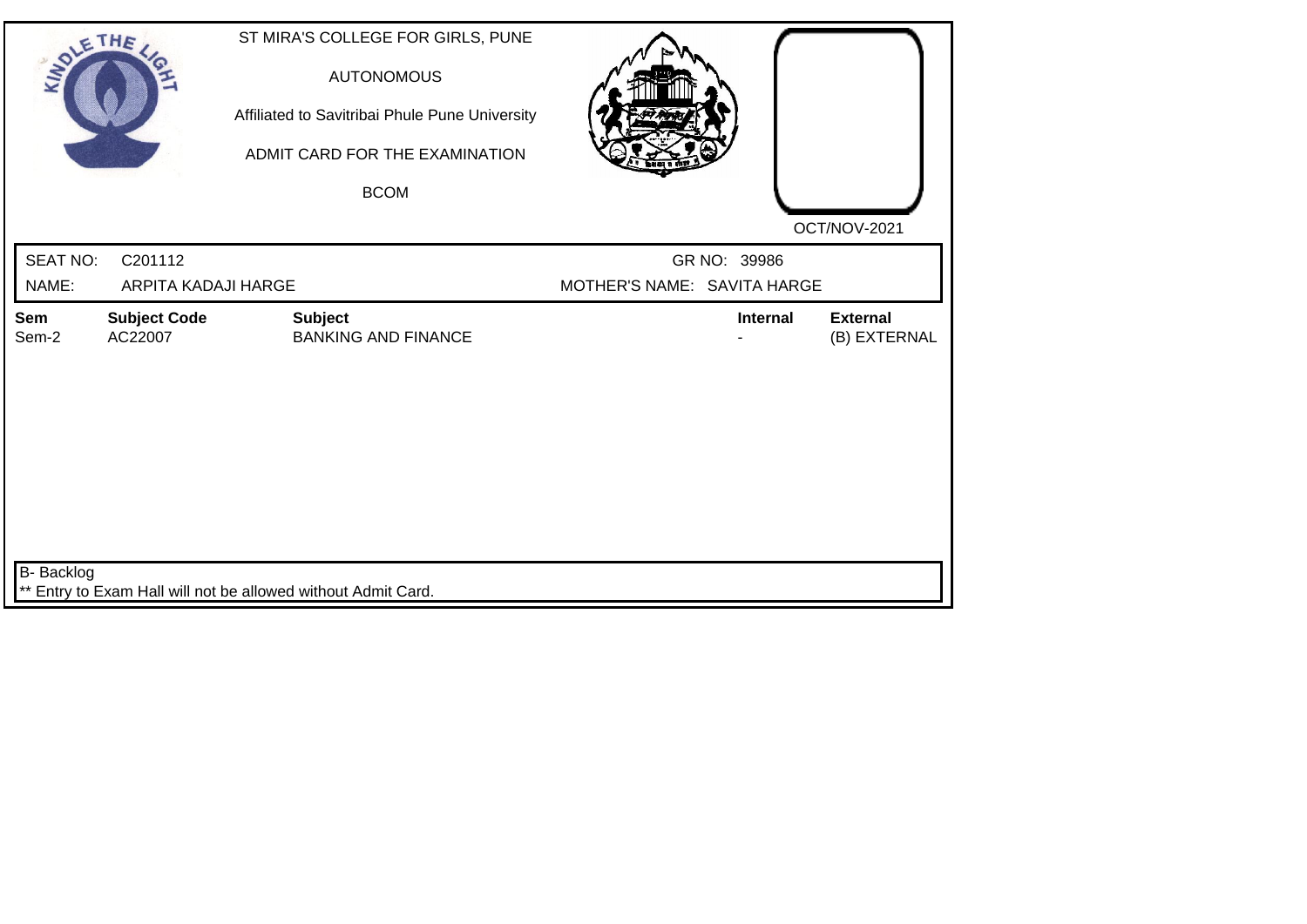ST MIRA'S COLLEGE FOR GIRLS, PUNE

AUTONOMOUS

Affiliated to Savitribai Phule Pune University

ADMIT CARD FOR THE EXAMINATION

BCOM

OCT/NOV-2021

| SEAT NO: | C201112 | GR NO: | 39986 |
|---|---|---|---|
| NAME: | ARPITA KADAJI HARGE | MOTHER'S NAME: | SAVITA HARGE |

| Sem | Subject Code | Subject | Internal | External |
|---|---|---|---|---|
| Sem-2 | AC22007 | BANKING AND FINANCE | - | (B) EXTERNAL |

B- Backlog

** Entry to Exam Hall will not be allowed without Admit Card.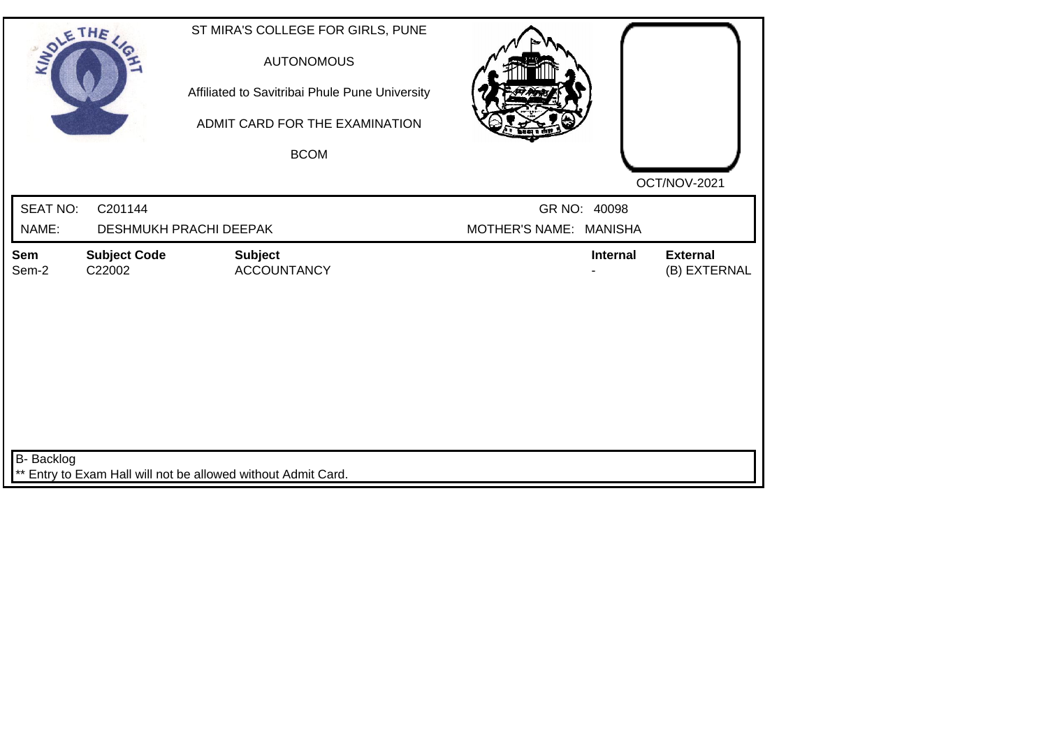ST MIRA'S COLLEGE FOR GIRLS, PUNE

AUTONOMOUS

Affiliated to Savitribai Phule Pune University

ADMIT CARD FOR THE EXAMINATION

BCOM

OCT/NOV-2021

SEAT NO: C201144 GR NO: 40098

NAME: DESHMUKH PRACHI DEEPAK MOTHER'S NAME: MANISHA

| Sem | Subject Code | Subject | Internal | External |
| --- | --- | --- | --- | --- |
| Sem-2 | C22002 | ACCOUNTANCY | - | (B) EXTERNAL |

B- Backlog

** Entry to Exam Hall will not be allowed without Admit Card.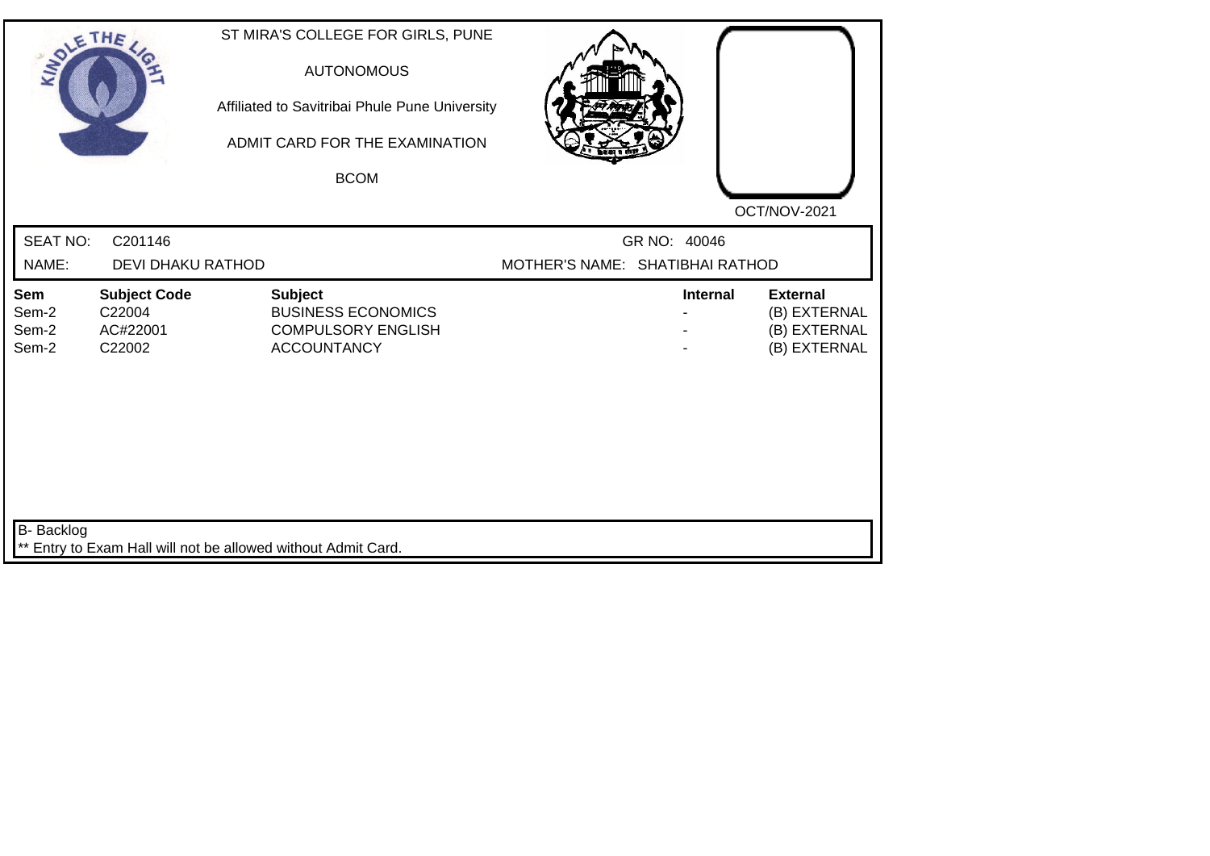ST MIRA'S COLLEGE FOR GIRLS, PUNE

AUTONOMOUS

Affiliated to Savitribai Phule Pune University

ADMIT CARD FOR THE EXAMINATION

BCOM

OCT/NOV-2021

SEAT NO: C201146

GR NO: 40046

NAME: DEVI DHAKU RATHOD

MOTHER'S NAME: SHATIBHAI RATHOD

| Sem | Subject Code | Subject | Internal | External |
|---|---|---|---|---|
| Sem-2 | C22004 | BUSINESS ECONOMICS | - | (B) EXTERNAL |
| Sem-2 | AC#22001 | COMPULSORY ENGLISH | - | (B) EXTERNAL |
| Sem-2 | C22002 | ACCOUNTANCY | - | (B) EXTERNAL |

B- Backlog

** Entry to Exam Hall will not be allowed without Admit Card.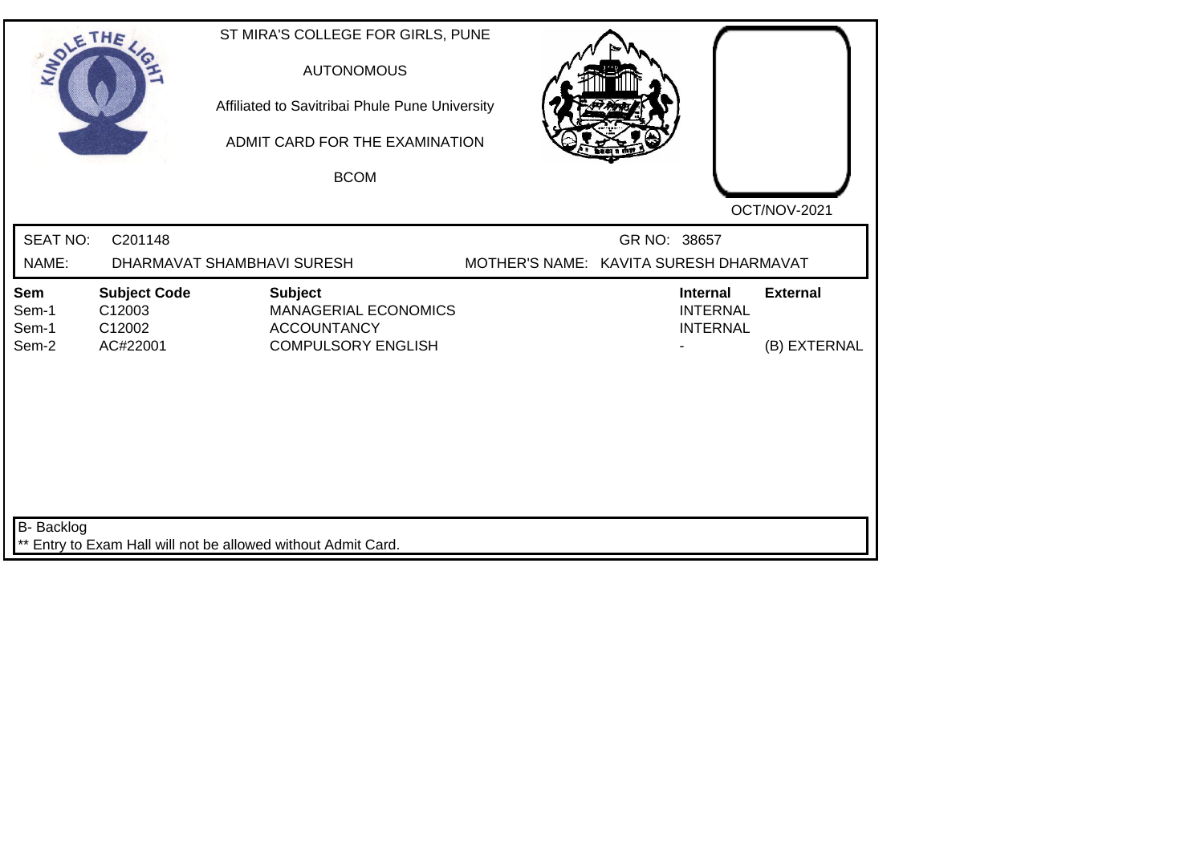ST MIRA'S COLLEGE FOR GIRLS, PUNE

AUTONOMOUS

Affiliated to Savitribai Phule Pune University

ADMIT CARD FOR THE EXAMINATION

BCOM

OCT/NOV-2021

SEAT NO: C201148 GR NO: 38657

NAME: DHARMAVAT SHAMBHAVI SURESH MOTHER'S NAME: KAVITA SURESH DHARMAVAT

| Sem | Subject Code | Subject | Internal | External |
|---|---|---|---|---|
| Sem-1 | C12003 | MANAGERIAL ECONOMICS | INTERNAL | |
| Sem-1 | C12002 | ACCOUNTANCY | INTERNAL | |
| Sem-2 | AC#22001 | COMPULSORY ENGLISH | - | (B) EXTERNAL |

B- Backlog

** Entry to Exam Hall will not be allowed without Admit Card.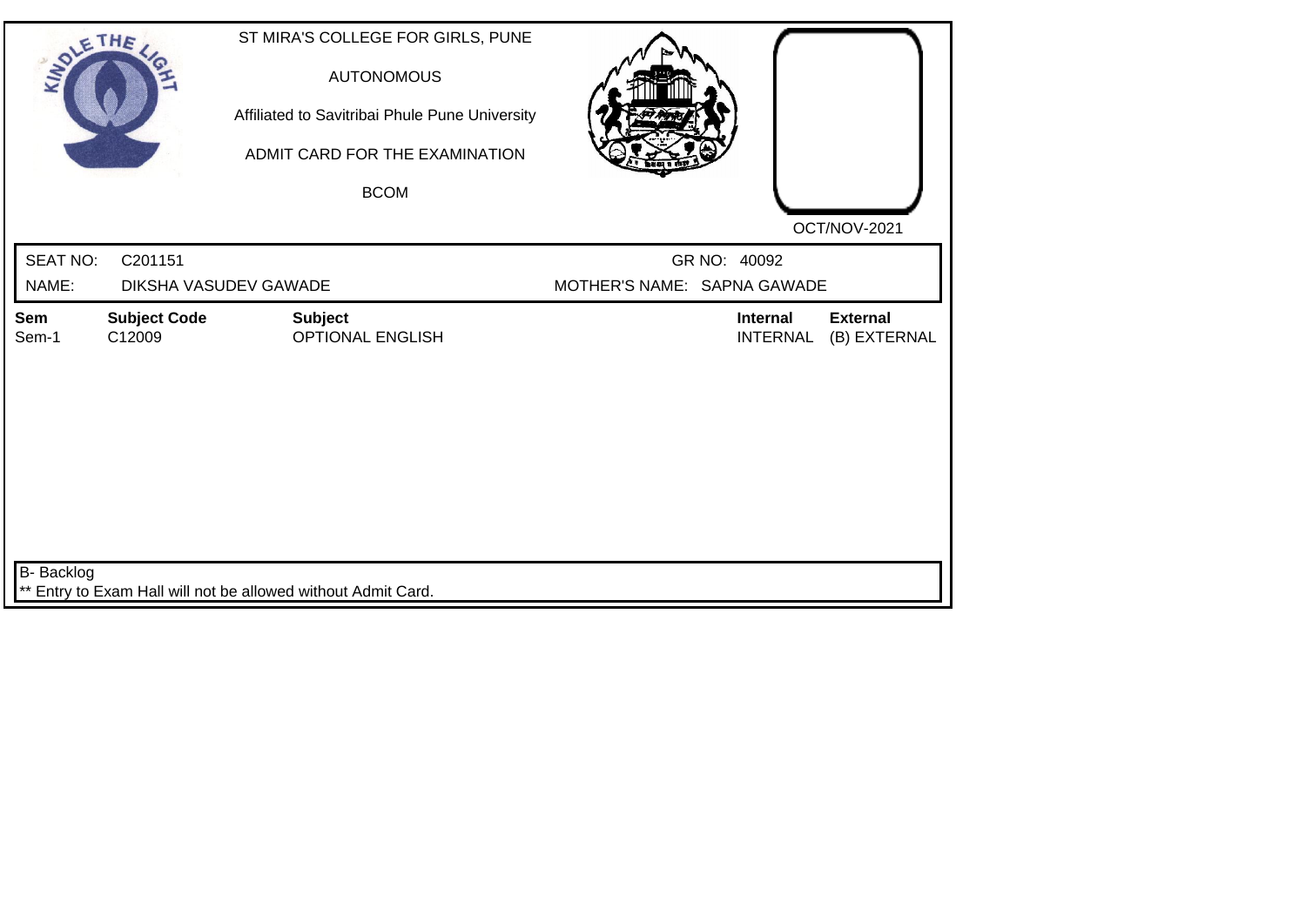ST MIRA'S COLLEGE FOR GIRLS, PUNE

AUTONOMOUS

Affiliated to Savitribai Phule Pune University

ADMIT CARD FOR THE EXAMINATION

BCOM

OCT/NOV-2021

| SEAT NO: | C201151 | GR NO: | 40092 |
|---|---|---|---|
| NAME: | DIKSHA VASUDEV GAWADE | MOTHER'S NAME: | SAPNA GAWADE |

| Sem | Subject Code | Subject | Internal | External |
|---|---|---|---|---|
| Sem-1 | C12009 | OPTIONAL ENGLISH | INTERNAL | (B) EXTERNAL |

B- Backlog

** Entry to Exam Hall will not be allowed without Admit Card.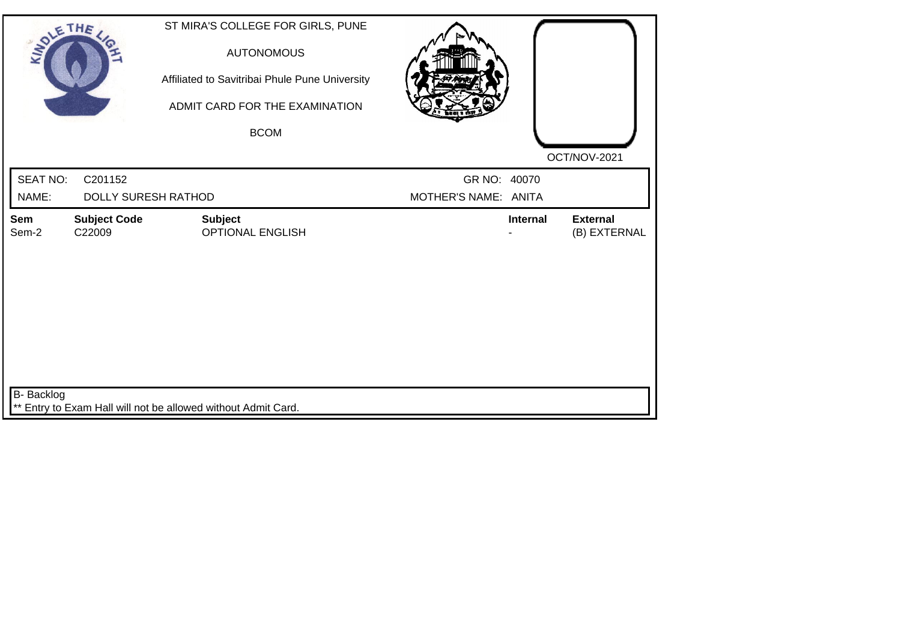KINDLE THE LIGHT

ST MIRA'S COLLEGE FOR GIRLS, PUNE

AUTONOMOUS

Affiliated to Savitribai Phule Pune University

ADMIT CARD FOR THE EXAMINATION

BCOM

OCT/NOV-2021

| SEAT NO: | C201152 | GR NO: | 40070 |
|---|---|---|---|
| NAME: | DOLLY SURESH RATHOD | MOTHER'S NAME: | ANITA |

| Sem | Subject Code | Subject | Internal | External |
|---|---|---|---|---|
| Sem-2 | C22009 | OPTIONAL ENGLISH | - | (B) EXTERNAL |

B- Backlog

** Entry to Exam Hall will not be allowed without Admit Card.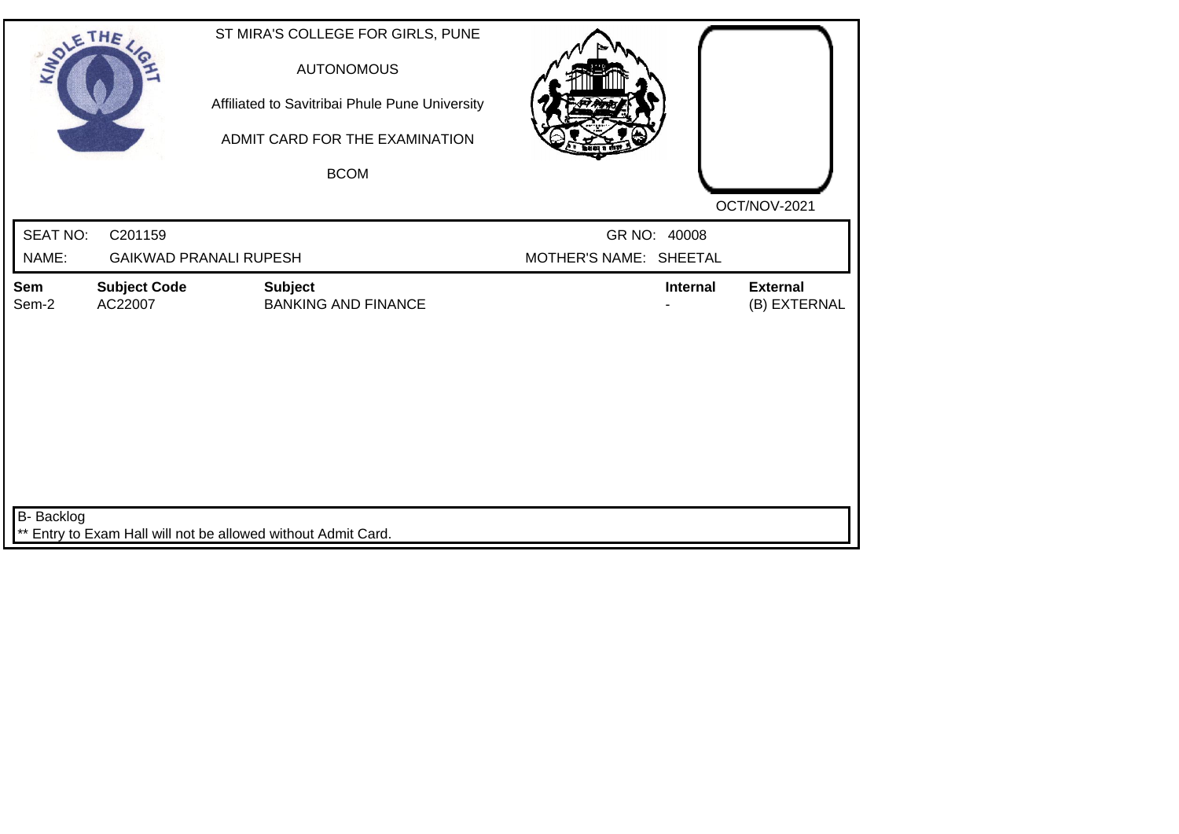ST MIRA'S COLLEGE FOR GIRLS, PUNE

AUTONOMOUS

Affiliated to Savitribai Phule Pune University

ADMIT CARD FOR THE EXAMINATION

BCOM

OCT/NOV-2021

| SEAT NO: | C201159 | GR NO: | 40008 |
|---|---|---|---|
| NAME: | GAIKWAD PRANALI RUPESH | MOTHER'S NAME: | SHEETAL |

| Sem | Subject Code | Subject | Internal | External |
|---|---|---|---|---|
| Sem-2 | AC22007 | BANKING AND FINANCE | - | (B) EXTERNAL |

B- Backlog

** Entry to Exam Hall will not be allowed without Admit Card.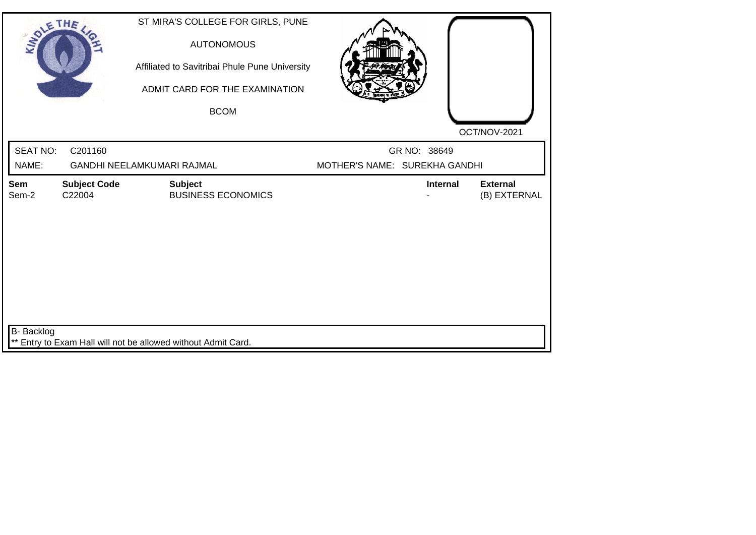ST MIRA'S COLLEGE FOR GIRLS, PUNE

AUTONOMOUS

Affiliated to Savitribai Phule Pune University

ADMIT CARD FOR THE EXAMINATION

BCOM

OCT/NOV-2021

SEAT NO: C201160 GR NO: 38649

NAME: GANDHI NEELAMKUMARI RAJMAL MOTHER'S NAME: SUREKHA GANDHI

| Sem | Subject Code | Subject | Internal | External |
|---|---|---|---|---|
| Sem-2 | C22004 | BUSINESS ECONOMICS | - | (B) EXTERNAL |

B- Backlog

** Entry to Exam Hall will not be allowed without Admit Card.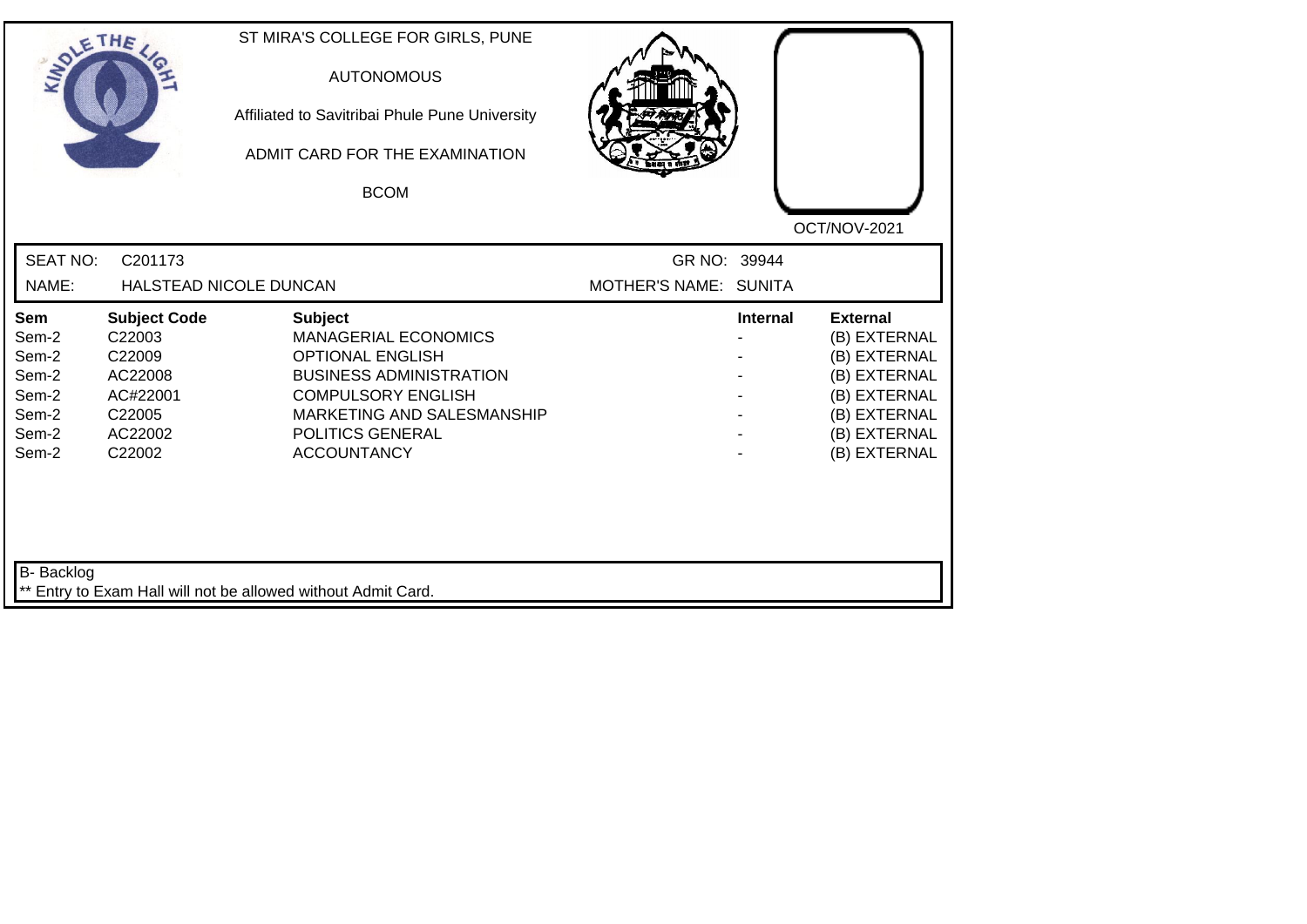ST MIRA'S COLLEGE FOR GIRLS, PUNE

AUTONOMOUS

Affiliated to Savitribai Phule Pune University

ADMIT CARD FOR THE EXAMINATION

BCOM

OCT/NOV-2021

SEAT NO: C201173 GR NO: 39944

NAME: HALSTEAD NICOLE DUNCAN MOTHER'S NAME: SUNITA

| Sem | Subject Code | Subject | Internal | External |
|---|---|---|---|---|
| Sem-2 | C22003 | MANAGERIAL ECONOMICS | - | (B) EXTERNAL |
| Sem-2 | C22009 | OPTIONAL ENGLISH | - | (B) EXTERNAL |
| Sem-2 | AC22008 | BUSINESS ADMINISTRATION | - | (B) EXTERNAL |
| Sem-2 | AC#22001 | COMPULSORY ENGLISH | - | (B) EXTERNAL |
| Sem-2 | C22005 | MARKETING AND SALESMANSHIP | - | (B) EXTERNAL |
| Sem-2 | AC22002 | POLITICS GENERAL | - | (B) EXTERNAL |
| Sem-2 | C22002 | ACCOUNTANCY | - | (B) EXTERNAL |

B- Backlog

** Entry to Exam Hall will not be allowed without Admit Card.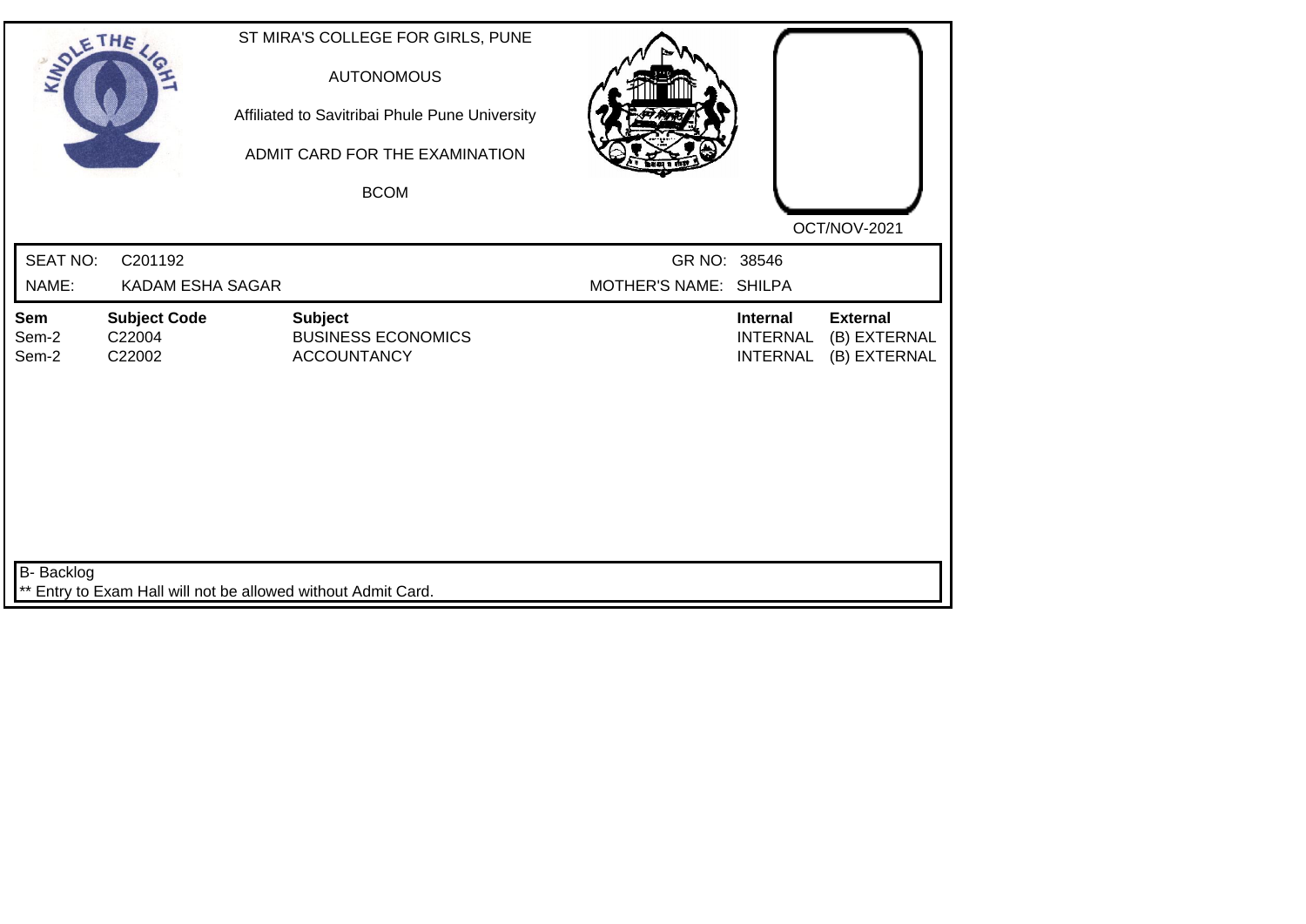ST MIRA'S COLLEGE FOR GIRLS, PUNE

AUTONOMOUS

Affiliated to Savitribai Phule Pune University

ADMIT CARD FOR THE EXAMINATION

BCOM

OCT/NOV-2021

SEAT NO: C201192 GR NO: 38546

NAME: KADAM ESHA SAGAR MOTHER'S NAME: SHILPA

| Sem | Subject Code | Subject | Internal | External |
|---|---|---|---|---|
| Sem-2 | C22004 | BUSINESS ECONOMICS | INTERNAL | (B) EXTERNAL |
| Sem-2 | C22002 | ACCOUNTANCY | INTERNAL | (B) EXTERNAL |

B- Backlog

** Entry to Exam Hall will not be allowed without Admit Card.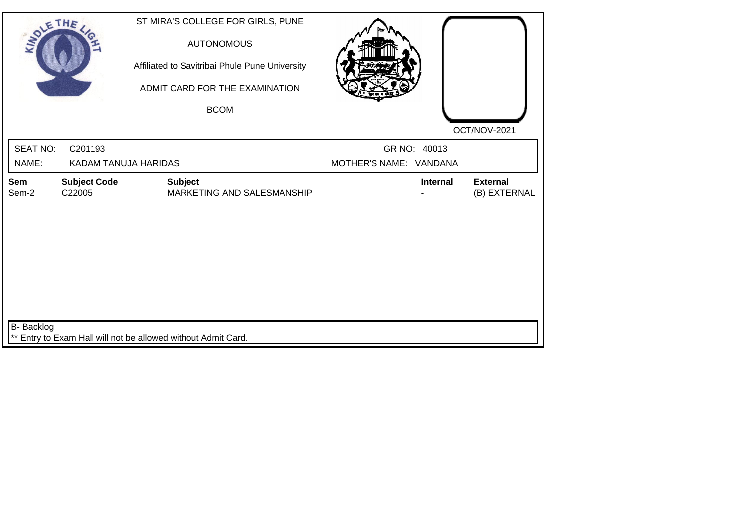ST MIRA'S COLLEGE FOR GIRLS, PUNE

AUTONOMOUS

Affiliated to Savitribai Phule Pune University

ADMIT CARD FOR THE EXAMINATION

BCOM

OCT/NOV-2021

| SEAT NO: | C201193 | GR NO: | 40013 |
|---|---|---|---|
| NAME: | KADAM TANUJA HARIDAS | MOTHER'S NAME: | VANDANA |

| Sem | Subject Code | Subject | Internal | External |
|---|---|---|---|---|
| Sem-2 | C22005 | MARKETING AND SALESMANSHIP | - | (B) EXTERNAL |

B- Backlog

** Entry to Exam Hall will not be allowed without Admit Card.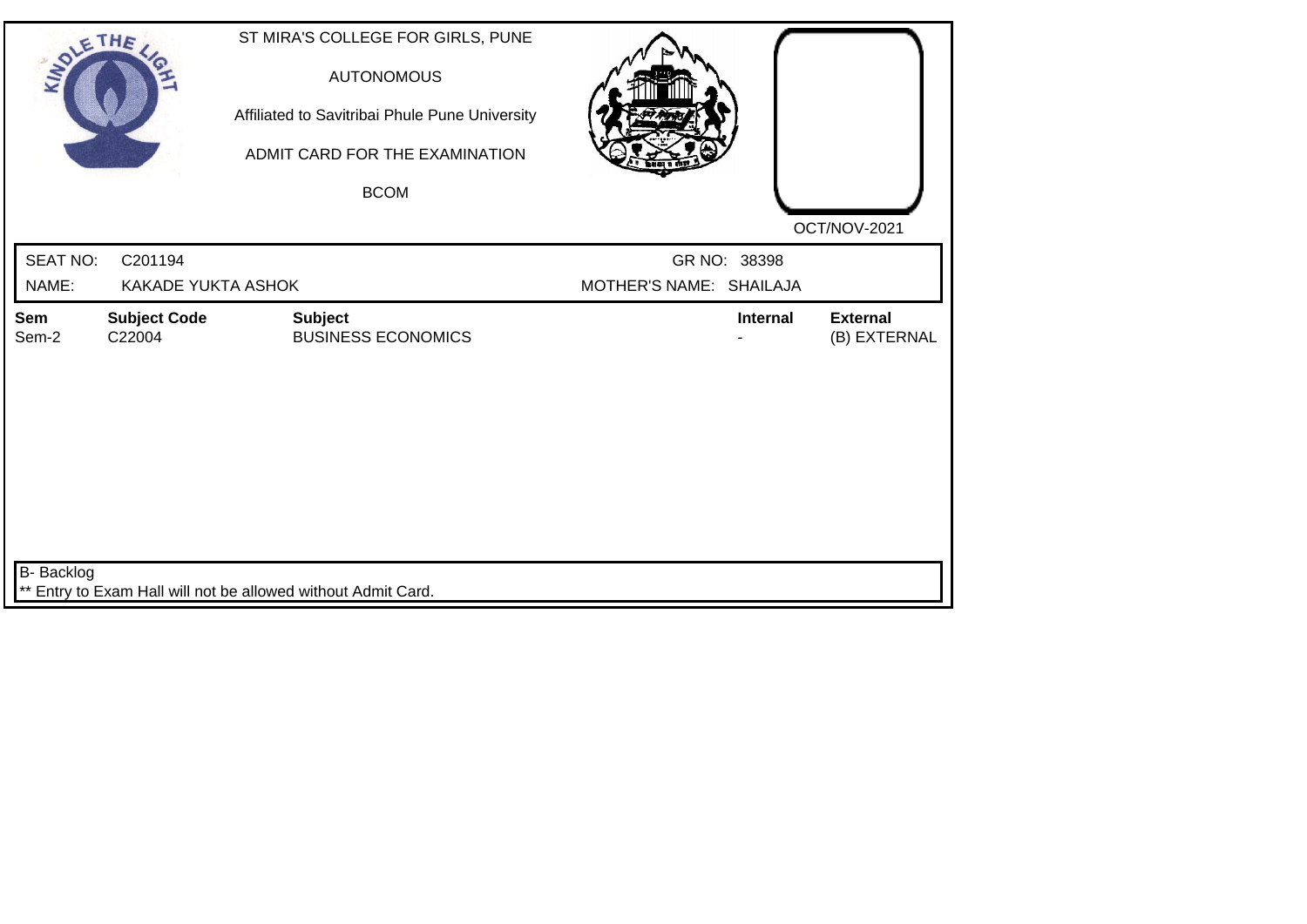ST MIRA'S COLLEGE FOR GIRLS, PUNE

AUTONOMOUS

Affiliated to Savitribai Phule Pune University

ADMIT CARD FOR THE EXAMINATION

BCOM

OCT/NOV-2021

| SEAT NO: | C201194 | GR NO: | 38398 |
|---|---|---|---|
| NAME: | KAKADE YUKTA ASHOK | MOTHER'S NAME: | SHAILAJA |

| Sem | Subject Code | Subject | Internal | External |
|---|---|---|---|---|
| Sem-2 | C22004 | BUSINESS ECONOMICS | - | (B) EXTERNAL |

B- Backlog

** Entry to Exam Hall will not be allowed without Admit Card.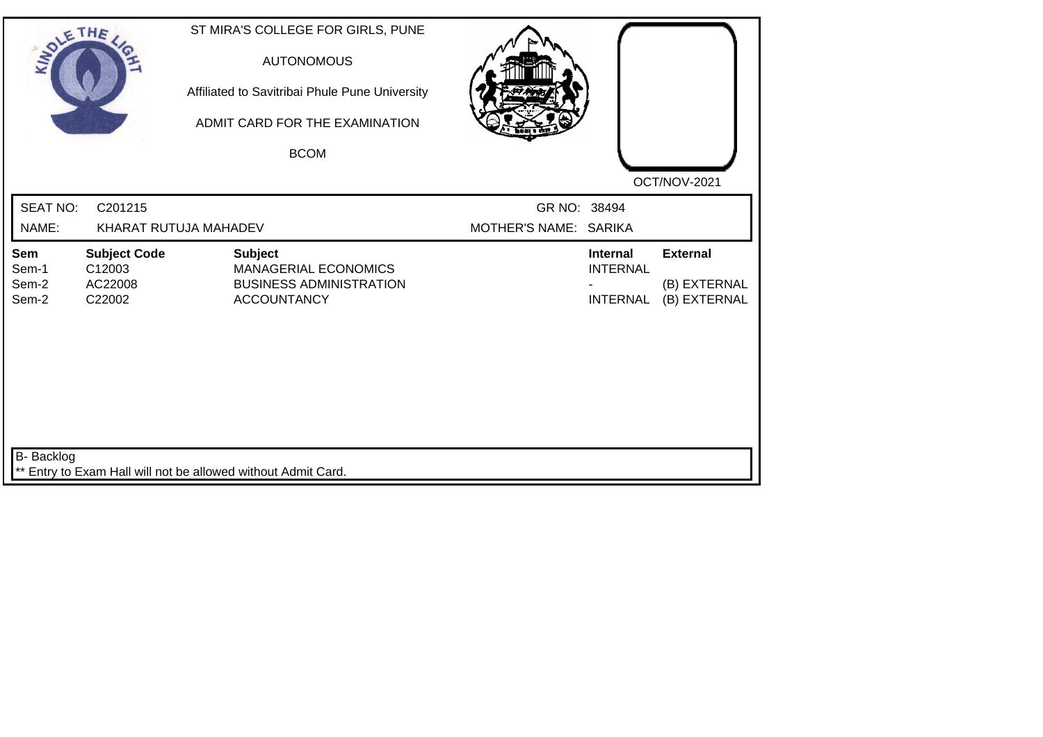ST MIRA'S COLLEGE FOR GIRLS, PUNE

AUTONOMOUS

Affiliated to Savitribai Phule Pune University

ADMIT CARD FOR THE EXAMINATION

BCOM

OCT/NOV-2021

SEAT NO: C201215

GR NO: 38494

NAME: KHARAT RUTUJA MAHADEV

MOTHER'S NAME: SARIKA

| Sem | Subject Code | Subject | Internal | External |
|---|---|---|---|---|
| Sem-1 | C12003 | MANAGERIAL ECONOMICS | INTERNAL | |
| Sem-2 | AC22008 | BUSINESS ADMINISTRATION | - | (B) EXTERNAL |
| Sem-2 | C22002 | ACCOUNTANCY | INTERNAL | (B) EXTERNAL |

B- Backlog

** Entry to Exam Hall will not be allowed without Admit Card.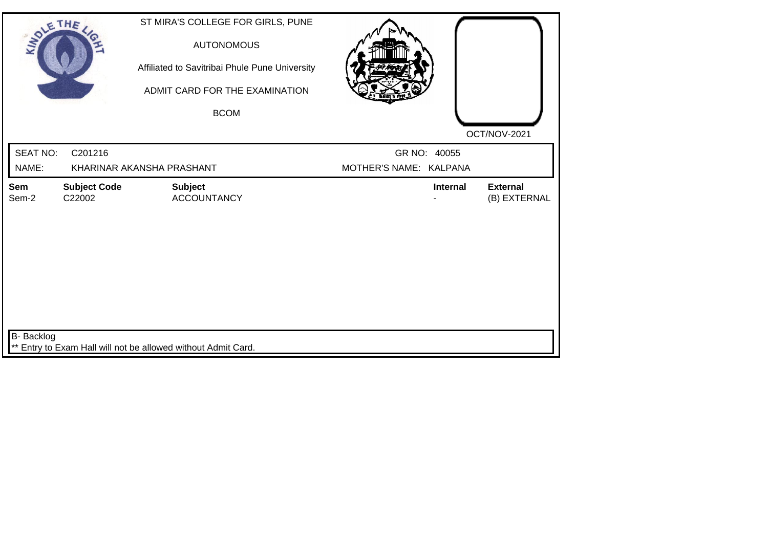KINDLE THE LIGHT

ST MIRA'S COLLEGE FOR GIRLS, PUNE

AUTONOMOUS

Affiliated to Savitribai Phule Pune University

ADMIT CARD FOR THE EXAMINATION

BCOM

OCT/NOV-2021

| SEAT NO: | C201216 | GR NO: | 40055 |
|---|---|---|---|
| NAME: | KHARINAR AKANSHA PRASHANT | MOTHER'S NAME: | KALPANA |

| Sem | Subject Code | Subject | Internal | External |
|---|---|---|---|---|
| Sem-2 | C22002 | ACCOUNTANCY | - | (B) EXTERNAL |

B- Backlog

** Entry to Exam Hall will not be allowed without Admit Card.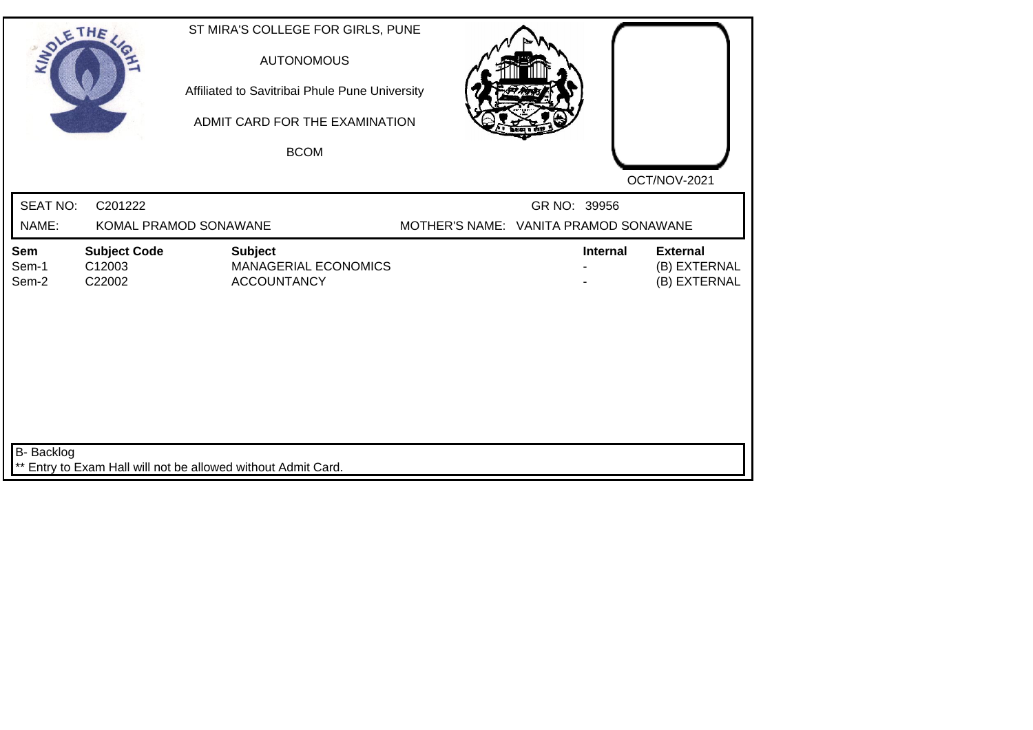ST MIRA'S COLLEGE FOR GIRLS, PUNE

AUTONOMOUS

Affiliated to Savitribai Phule Pune University

ADMIT CARD FOR THE EXAMINATION

BCOM

OCT/NOV-2021

SEAT NO: C201222 GR NO: 39956

NAME: KOMAL PRAMOD SONAWANE MOTHER'S NAME: VANITA PRAMOD SONAWANE

| Sem | Subject Code | Subject | Internal | External |
|---|---|---|---|---|
| Sem-1 | C12003 | MANAGERIAL ECONOMICS | - | (B) EXTERNAL |
| Sem-2 | C22002 | ACCOUNTANCY | - | (B) EXTERNAL |

B- Backlog

** Entry to Exam Hall will not be allowed without Admit Card.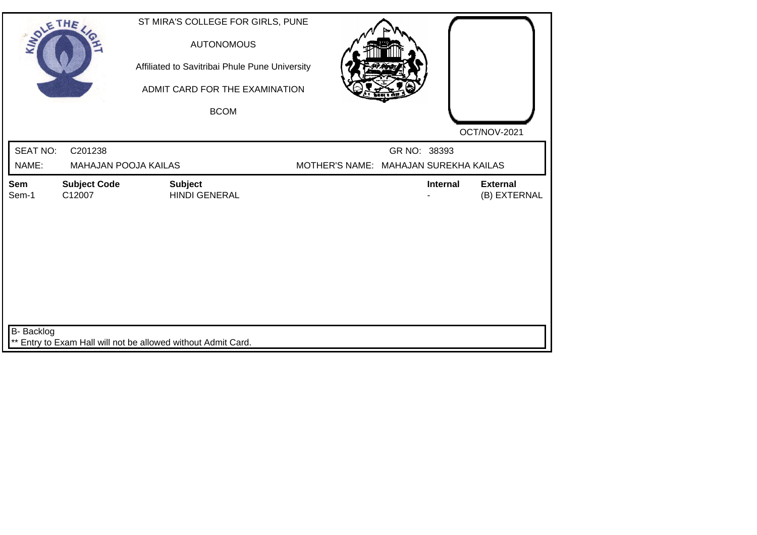ST MIRA'S COLLEGE FOR GIRLS, PUNE

AUTONOMOUS

Affiliated to Savitribai Phule Pune University

ADMIT CARD FOR THE EXAMINATION

BCOM

OCT/NOV-2021

SEAT NO: C201238 GR NO: 38393

NAME: MAHAJAN POOJA KAILAS MOTHER'S NAME: MAHAJAN SUREKHA KAILAS

| Sem | Subject Code | Subject | Internal | External |
|---|---|---|---|---|
| Sem-1 | C12007 | HINDI GENERAL | - | (B) EXTERNAL |

B- Backlog

** Entry to Exam Hall will not be allowed without Admit Card.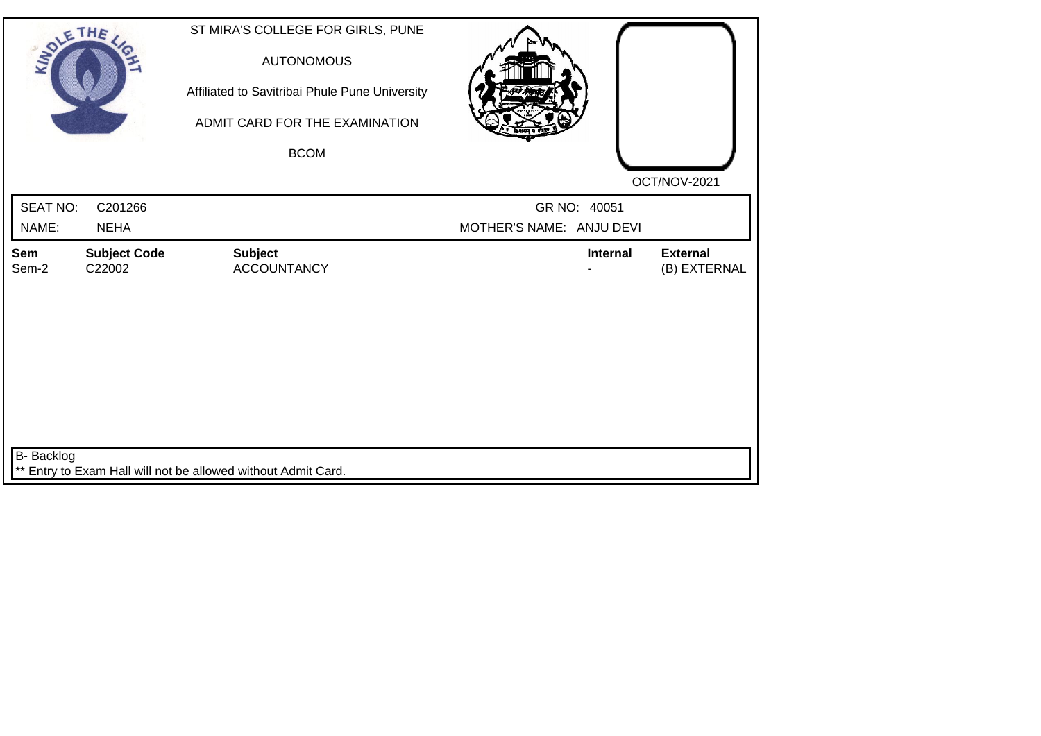ST MIRA'S COLLEGE FOR GIRLS, PUNE

AUTONOMOUS

Affiliated to Savitribai Phule Pune University

ADMIT CARD FOR THE EXAMINATION

BCOM

OCT/NOV-2021

SEAT NO: C201266　　　GR NO: 40051

NAME: NEHA　　　MOTHER'S NAME: ANJU DEVI

| Sem | Subject Code | Subject | Internal | External |
|---|---|---|---|---|
| Sem-2 | C22002 | ACCOUNTANCY | - | (B) EXTERNAL |

B- Backlog

** Entry to Exam Hall will not be allowed without Admit Card.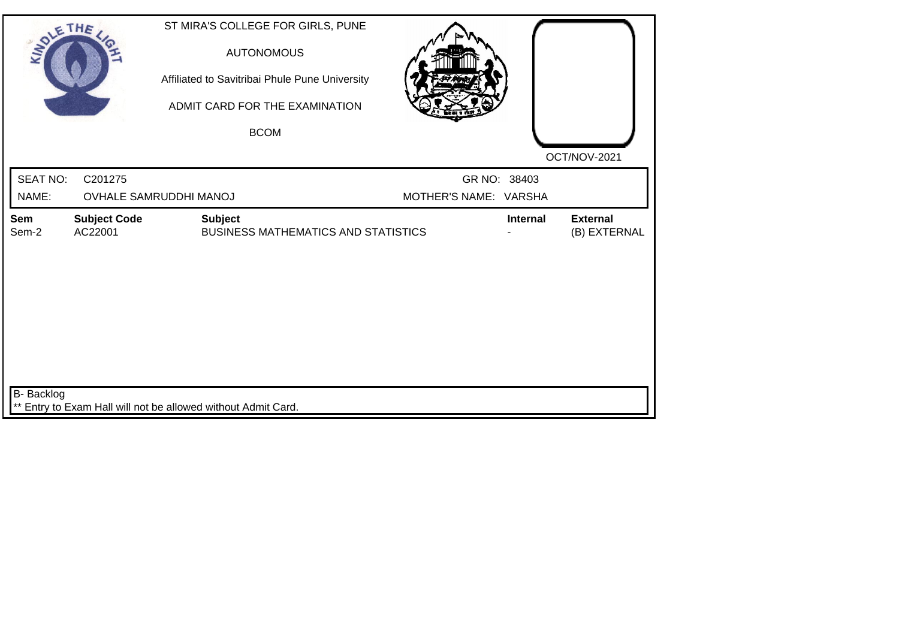ST MIRA'S COLLEGE FOR GIRLS, PUNE

AUTONOMOUS

Affiliated to Savitribai Phule Pune University

ADMIT CARD FOR THE EXAMINATION

BCOM

OCT/NOV-2021

| SEAT NO: | C201275 | GR NO: | 38403 |
|---|---|---|---|
| NAME: | OVHALE SAMRUDDHI MANOJ | MOTHER'S NAME: | VARSHA |

| Sem | Subject Code | Subject | Internal | External |
|---|---|---|---|---|
| Sem-2 | AC22001 | BUSINESS MATHEMATICS AND STATISTICS | - | (B) EXTERNAL |

B- Backlog

** Entry to Exam Hall will not be allowed without Admit Card.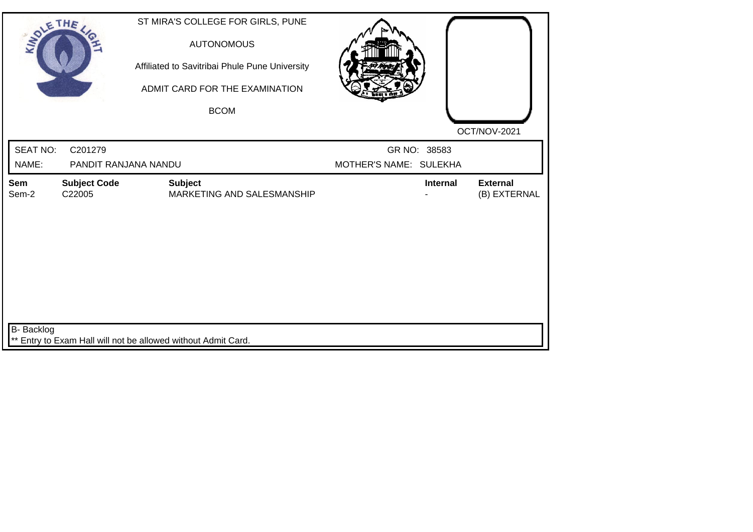ST MIRA'S COLLEGE FOR GIRLS, PUNE

AUTONOMOUS

Affiliated to Savitribai Phule Pune University

ADMIT CARD FOR THE EXAMINATION

BCOM

OCT/NOV-2021

| SEAT NO: | C201279 | GR NO: | 38583 |
|---|---|---|---|
| NAME: | PANDIT RANJANA NANDU | MOTHER'S NAME: | SULEKHA |

| Sem | Subject Code | Subject | Internal | External |
|---|---|---|---|---|
| Sem-2 | C22005 | MARKETING AND SALESMANSHIP | - | (B) EXTERNAL |

B- Backlog

** Entry to Exam Hall will not be allowed without Admit Card.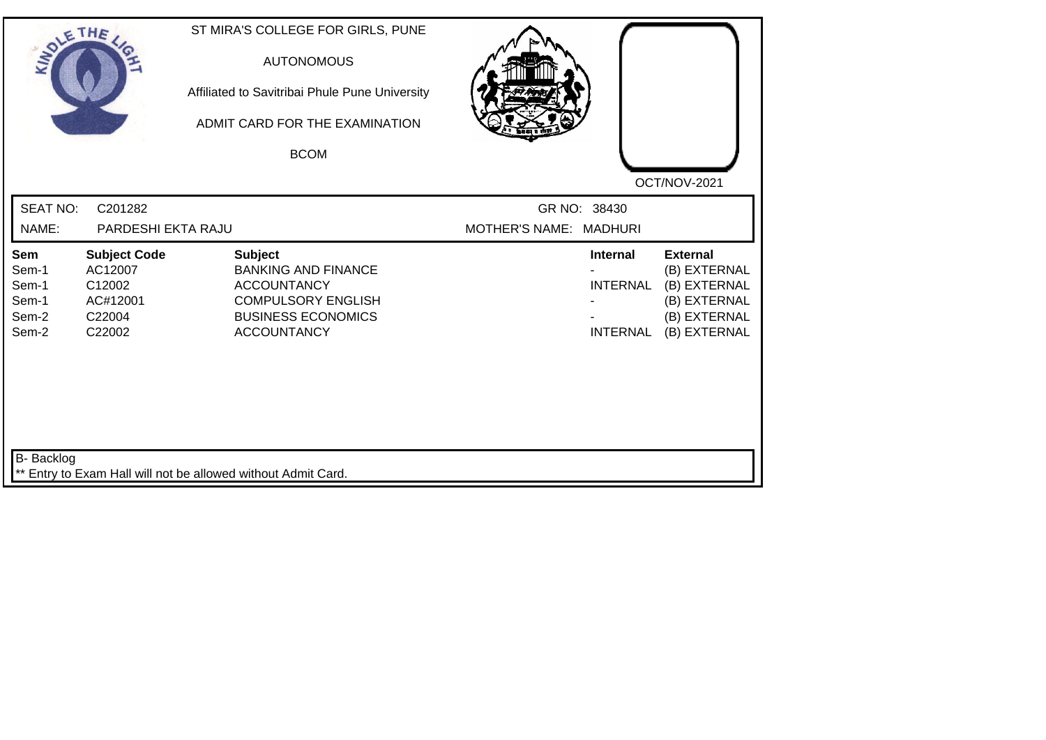ST MIRA'S COLLEGE FOR GIRLS, PUNE

AUTONOMOUS

Affiliated to Savitribai Phule Pune University

ADMIT CARD FOR THE EXAMINATION

BCOM

OCT/NOV-2021

SEAT NO: C201282 GR NO: 38430

NAME: PARDESHI EKTA RAJU MOTHER'S NAME: MADHURI

| Sem | Subject Code | Subject | Internal | External |
|---|---|---|---|---|
| Sem-1 | AC12007 | BANKING AND FINANCE | - | (B) EXTERNAL |
| Sem-1 | C12002 | ACCOUNTANCY | INTERNAL | (B) EXTERNAL |
| Sem-1 | AC#12001 | COMPULSORY ENGLISH | - | (B) EXTERNAL |
| Sem-2 | C22004 | BUSINESS ECONOMICS | - | (B) EXTERNAL |
| Sem-2 | C22002 | ACCOUNTANCY | INTERNAL | (B) EXTERNAL |

B- Backlog

** Entry to Exam Hall will not be allowed without Admit Card.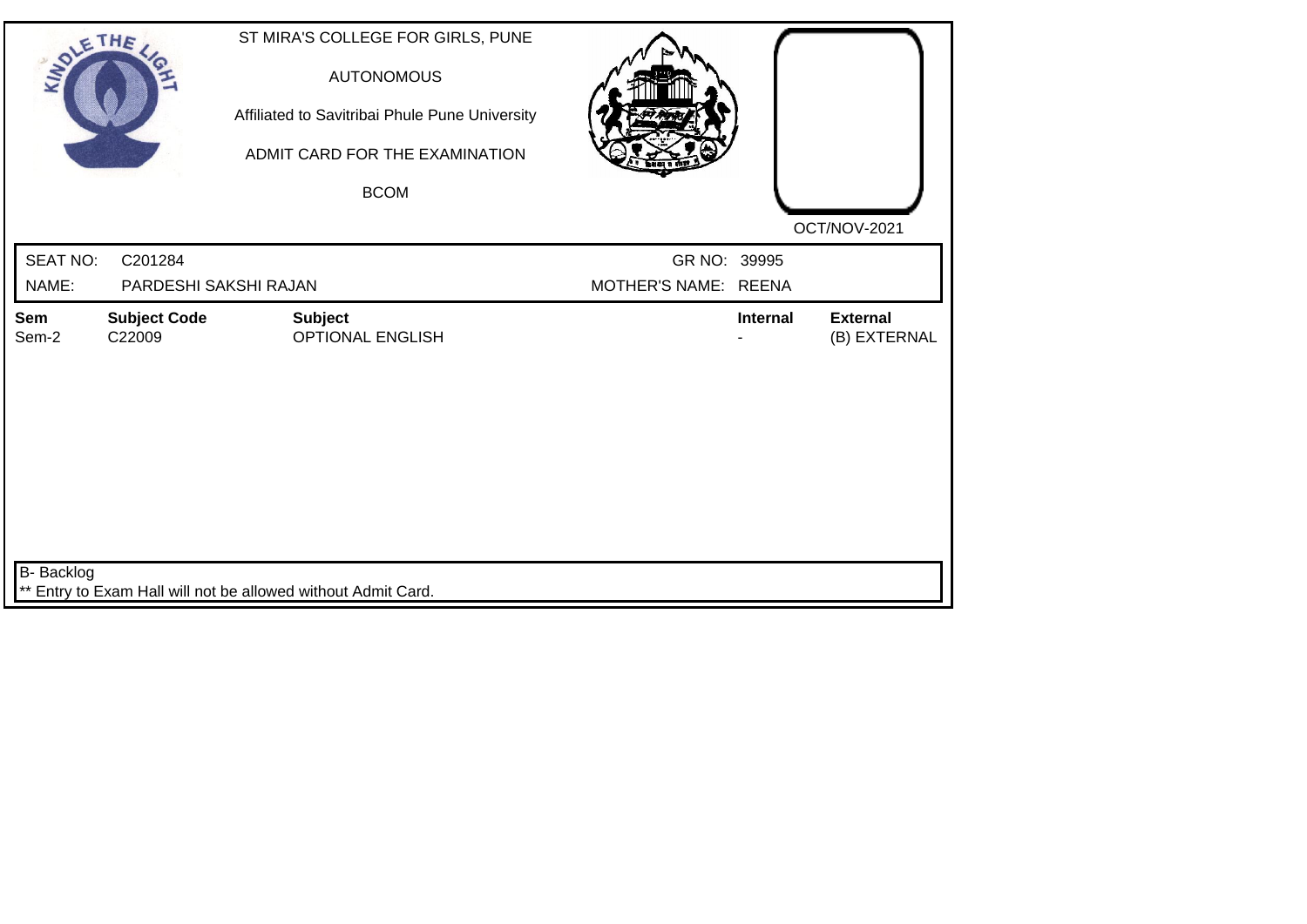ST MIRA'S COLLEGE FOR GIRLS, PUNE

AUTONOMOUS

Affiliated to Savitribai Phule Pune University

ADMIT CARD FOR THE EXAMINATION

BCOM

OCT/NOV-2021

| SEAT NO: | C201284 | GR NO: | 39995 |
|---|---|---|---|
| NAME: | PARDESHI SAKSHI RAJAN | MOTHER'S NAME: | REENA |

| Sem | Subject Code | Subject | Internal | External |
|---|---|---|---|---|
| Sem-2 | C22009 | OPTIONAL ENGLISH | - | (B) EXTERNAL |

B- Backlog

** Entry to Exam Hall will not be allowed without Admit Card.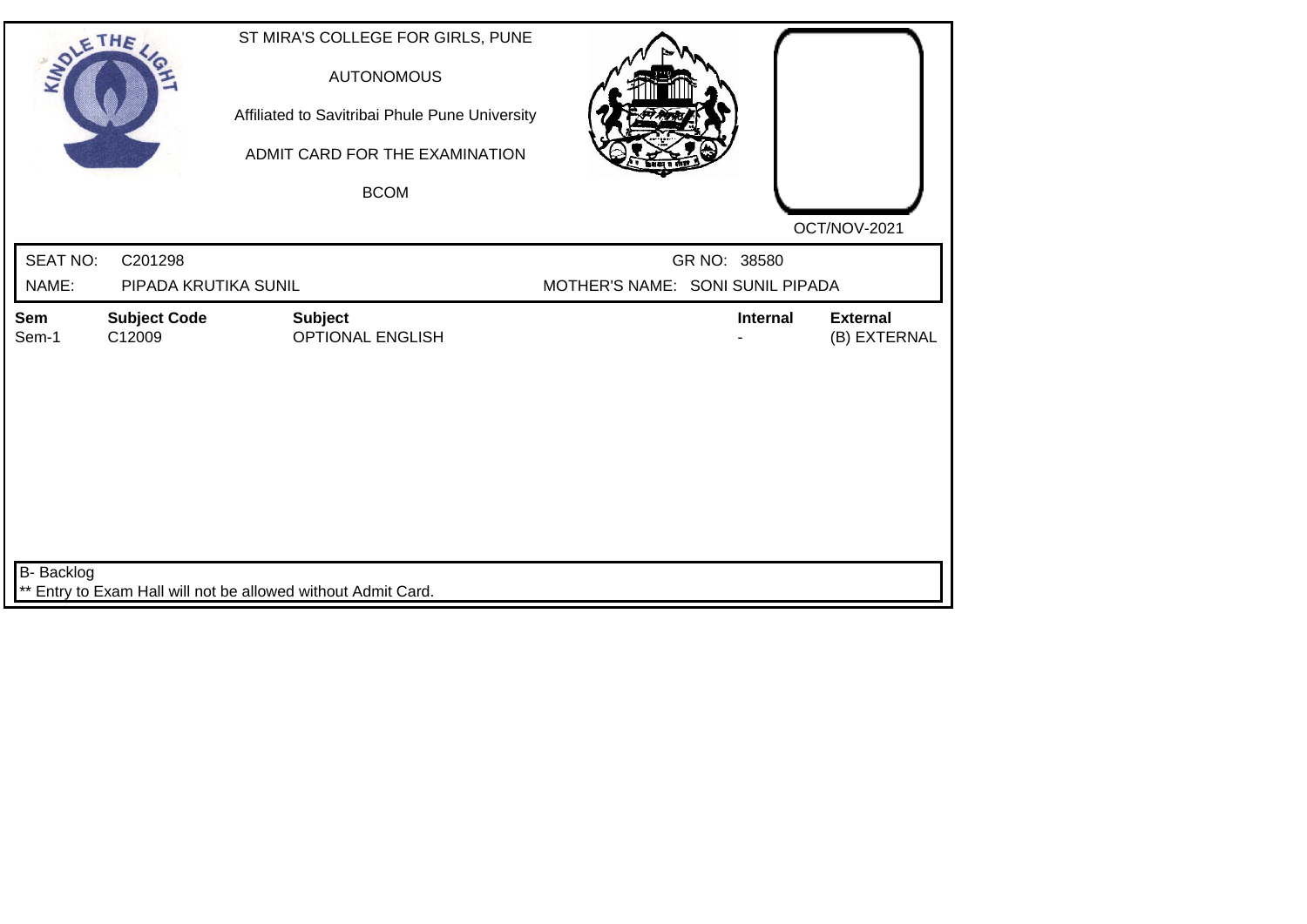ST MIRA'S COLLEGE FOR GIRLS, PUNE

AUTONOMOUS

Affiliated to Savitribai Phule Pune University

ADMIT CARD FOR THE EXAMINATION

BCOM

OCT/NOV-2021

SEAT NO: C201298 GR NO: 38580

NAME: PIPADA KRUTIKA SUNIL MOTHER'S NAME: SONI SUNIL PIPADA

| Sem | Subject Code | Subject | Internal | External |
|---|---|---|---|---|
| Sem-1 | C12009 | OPTIONAL ENGLISH | - | (B) EXTERNAL |

B- Backlog

** Entry to Exam Hall will not be allowed without Admit Card.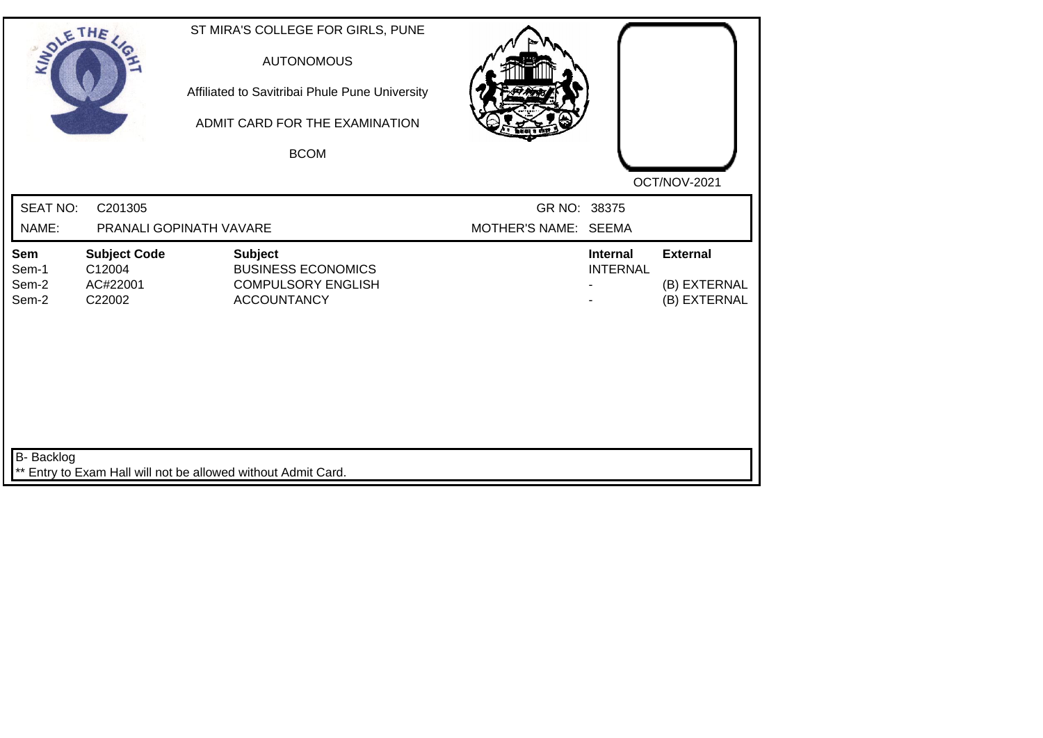ST MIRA'S COLLEGE FOR GIRLS, PUNE

AUTONOMOUS

Affiliated to Savitribai Phule Pune University

ADMIT CARD FOR THE EXAMINATION

BCOM

OCT/NOV-2021

SEAT NO: C201305 GR NO: 38375

NAME: PRANALI GOPINATH VAVARE MOTHER'S NAME: SEEMA

| Sem | Subject Code | Subject | Internal | External |
|---|---|---|---|---|
| Sem-1 | C12004 | BUSINESS ECONOMICS | INTERNAL | |
| Sem-2 | AC#22001 | COMPULSORY ENGLISH | - | (B) EXTERNAL |
| Sem-2 | C22002 | ACCOUNTANCY | - | (B) EXTERNAL |

B- Backlog

** Entry to Exam Hall will not be allowed without Admit Card.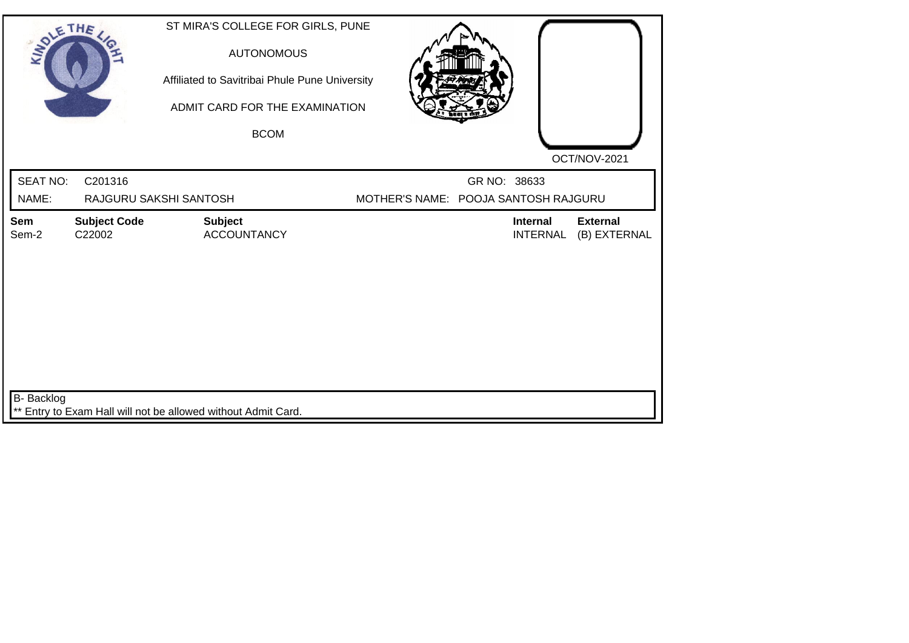ST MIRA'S COLLEGE FOR GIRLS, PUNE

AUTONOMOUS

Affiliated to Savitribai Phule Pune University

ADMIT CARD FOR THE EXAMINATION

BCOM

OCT/NOV-2021

SEAT NO: C201316 GR NO: 38633

NAME: RAJGURU SAKSHI SANTOSH MOTHER'S NAME: POOJA SANTOSH RAJGURU

| Sem | Subject Code | Subject | Internal | External |
|---|---|---|---|---|
| Sem-2 | C22002 | ACCOUNTANCY | INTERNAL | (B) EXTERNAL |

B- Backlog

** Entry to Exam Hall will not be allowed without Admit Card.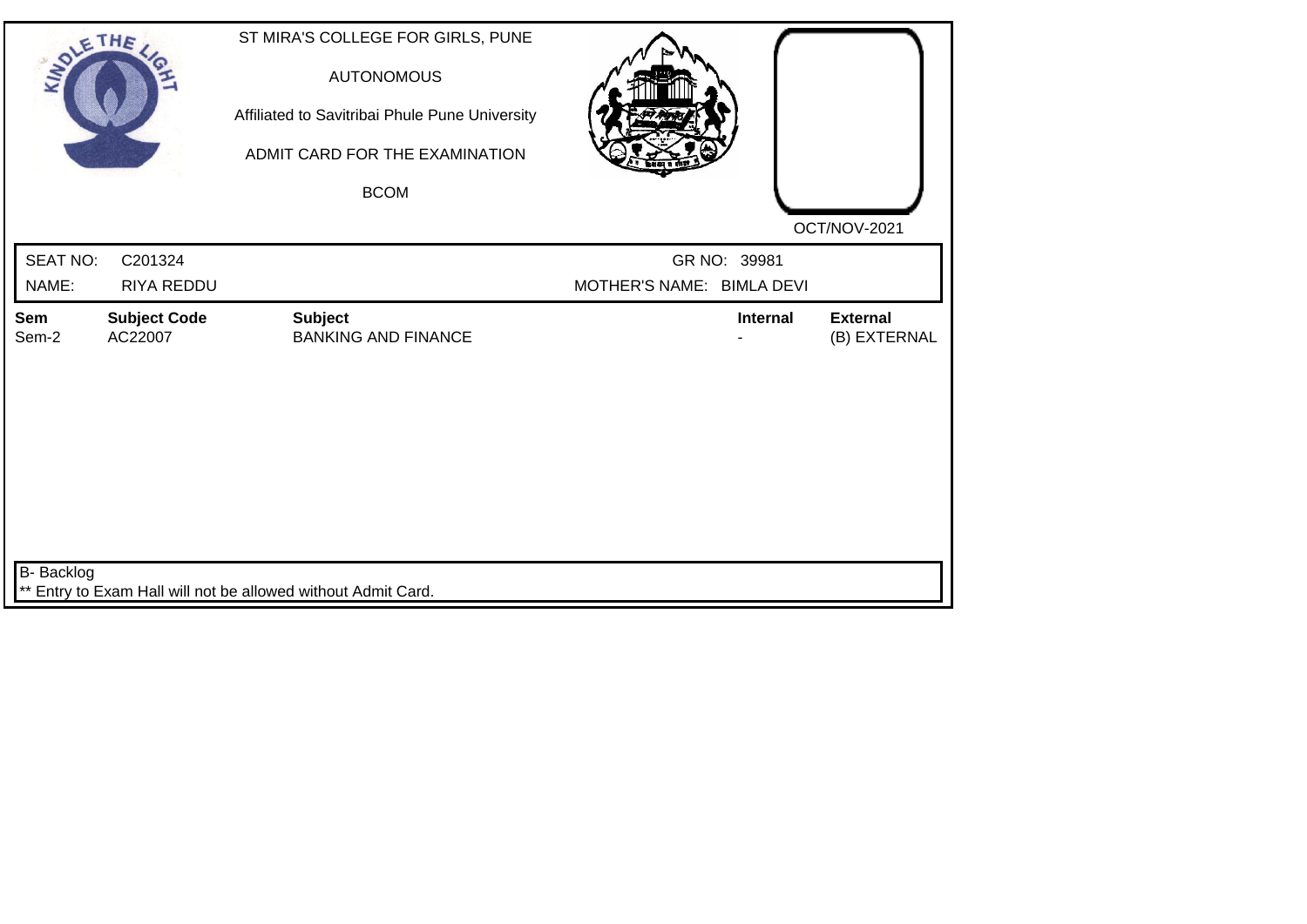ST MIRA'S COLLEGE FOR GIRLS, PUNE

AUTONOMOUS

Affiliated to Savitribai Phule Pune University

ADMIT CARD FOR THE EXAMINATION

BCOM

OCT/NOV-2021

SEAT NO: C201324 GR NO: 39981

NAME: RIYA REDDU MOTHER'S NAME: BIMLA DEVI

| Sem | Subject Code | Subject | Internal | External |
|---|---|---|---|---|
| Sem-2 | AC22007 | BANKING AND FINANCE | - | (B) EXTERNAL |

B- Backlog

** Entry to Exam Hall will not be allowed without Admit Card.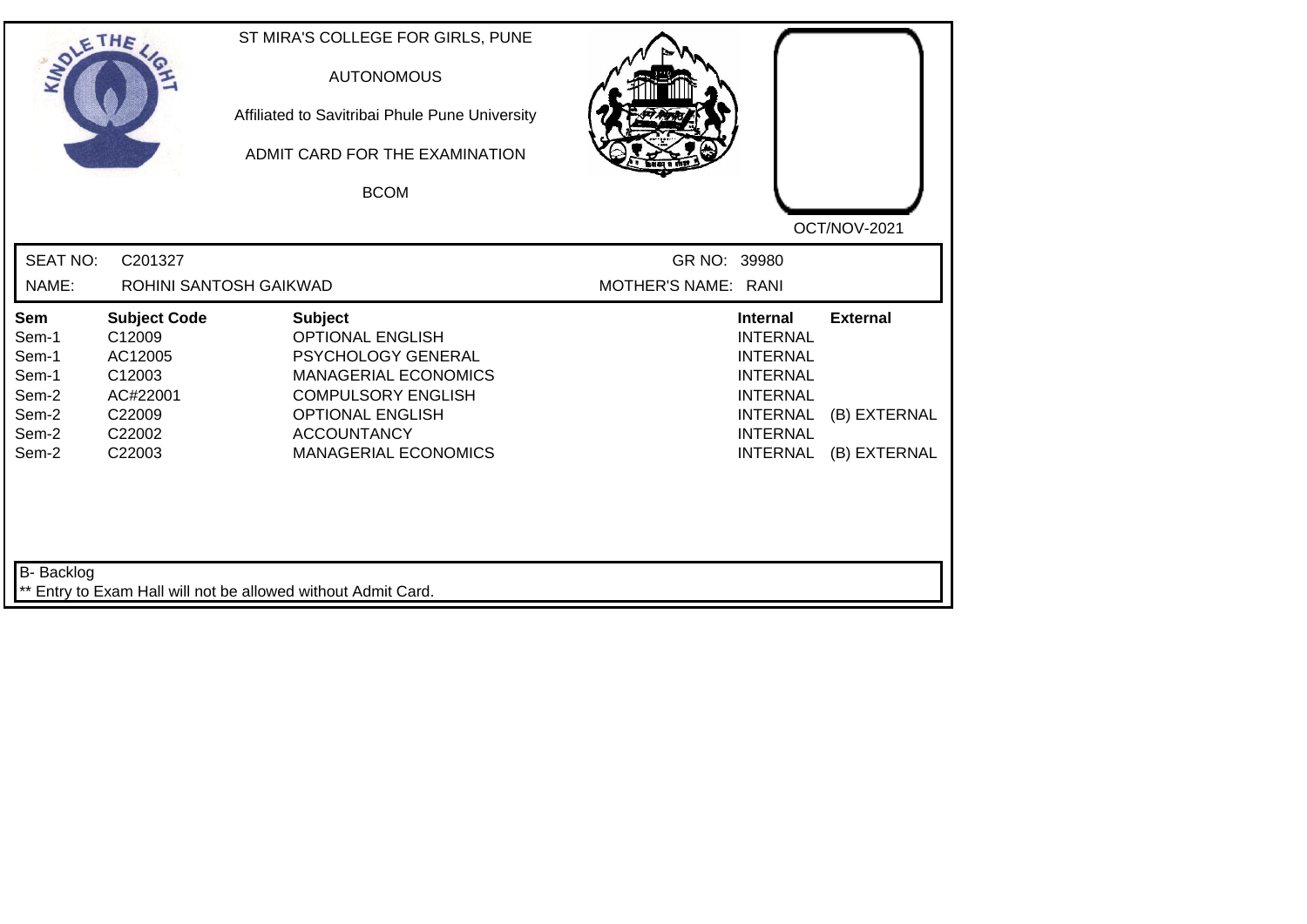ST MIRA'S COLLEGE FOR GIRLS, PUNE

AUTONOMOUS

Affiliated to Savitribai Phule Pune University

ADMIT CARD FOR THE EXAMINATION

BCOM

OCT/NOV-2021

SEAT NO: C201327 GR NO: 39980

NAME: ROHINI SANTOSH GAIKWAD MOTHER'S NAME: RANI

| Sem | Subject Code | Subject | Internal | External |
|---|---|---|---|---|
| Sem-1 | C12009 | OPTIONAL ENGLISH | INTERNAL | |
| Sem-1 | AC12005 | PSYCHOLOGY GENERAL | INTERNAL | |
| Sem-1 | C12003 | MANAGERIAL ECONOMICS | INTERNAL | |
| Sem-2 | AC#22001 | COMPULSORY ENGLISH | INTERNAL | |
| Sem-2 | C22009 | OPTIONAL ENGLISH | INTERNAL | (B) EXTERNAL |
| Sem-2 | C22002 | ACCOUNTANCY | INTERNAL | |
| Sem-2 | C22003 | MANAGERIAL ECONOMICS | INTERNAL | (B) EXTERNAL |

B- Backlog

** Entry to Exam Hall will not be allowed without Admit Card.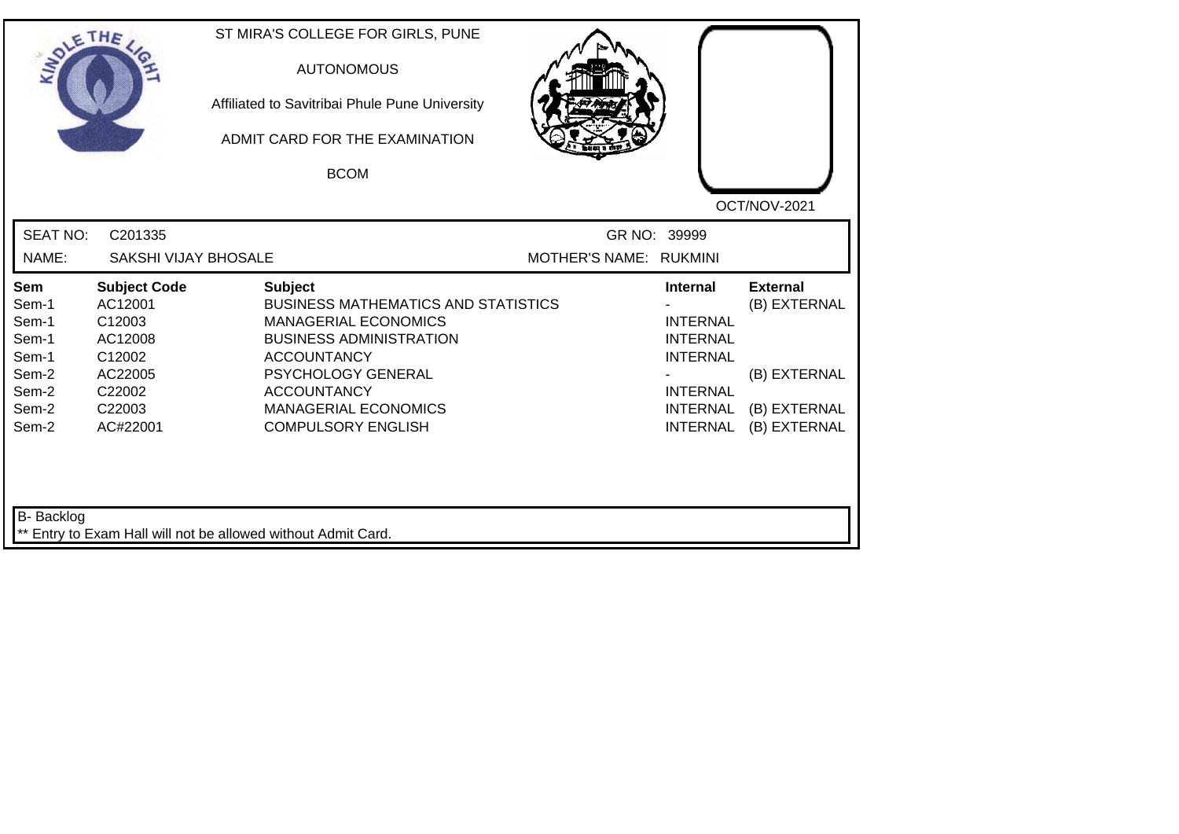ST MIRA'S COLLEGE FOR GIRLS, PUNE

AUTONOMOUS

Affiliated to Savitribai Phule Pune University

ADMIT CARD FOR THE EXAMINATION

BCOM

OCT/NOV-2021

SEAT NO: C201335 GR NO: 39999

NAME: SAKSHI VIJAY BHOSALE MOTHER'S NAME: RUKMINI

| Sem | Subject Code | Subject | Internal | External |
|---|---|---|---|---|
| Sem-1 | AC12001 | BUSINESS MATHEMATICS AND STATISTICS | - | (B) EXTERNAL |
| Sem-1 | C12003 | MANAGERIAL ECONOMICS | INTERNAL | |
| Sem-1 | AC12008 | BUSINESS ADMINISTRATION | INTERNAL | |
| Sem-1 | C12002 | ACCOUNTANCY | INTERNAL | |
| Sem-2 | AC22005 | PSYCHOLOGY GENERAL | - | (B) EXTERNAL |
| Sem-2 | C22002 | ACCOUNTANCY | INTERNAL | |
| Sem-2 | C22003 | MANAGERIAL ECONOMICS | INTERNAL | (B) EXTERNAL |
| Sem-2 | AC#22001 | COMPULSORY ENGLISH | INTERNAL | (B) EXTERNAL |

B- Backlog

** Entry to Exam Hall will not be allowed without Admit Card.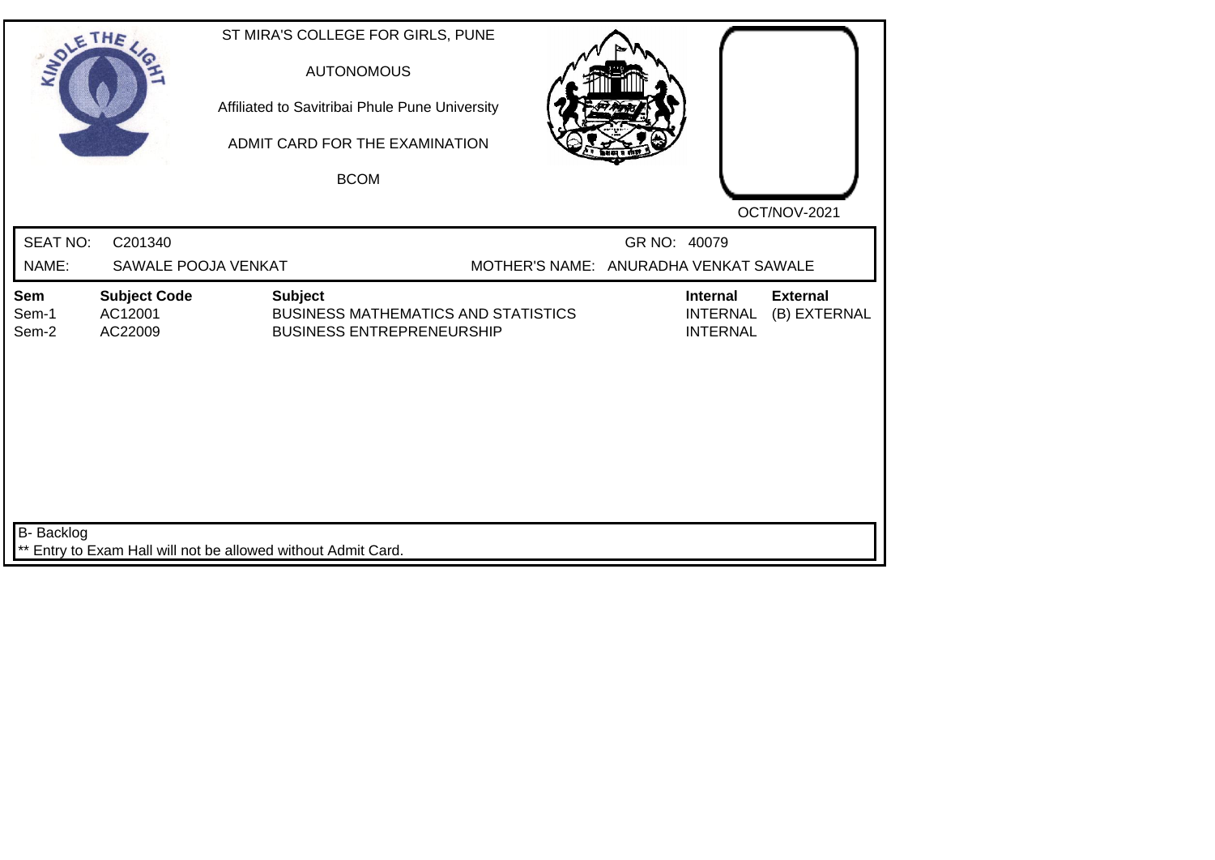ST MIRA'S COLLEGE FOR GIRLS, PUNE

AUTONOMOUS

Affiliated to Savitribai Phule Pune University

ADMIT CARD FOR THE EXAMINATION

BCOM

OCT/NOV-2021

SEAT NO: C201340 GR NO: 40079

NAME: SAWALE POOJA VENKAT MOTHER'S NAME: ANURADHA VENKAT SAWALE

| Sem | Subject Code | Subject | Internal | External |
|---|---|---|---|---|
| Sem-1 | AC12001 | BUSINESS MATHEMATICS AND STATISTICS | INTERNAL | (B) EXTERNAL |
| Sem-2 | AC22009 | BUSINESS ENTREPRENEURSHIP | INTERNAL | |

B- Backlog

** Entry to Exam Hall will not be allowed without Admit Card.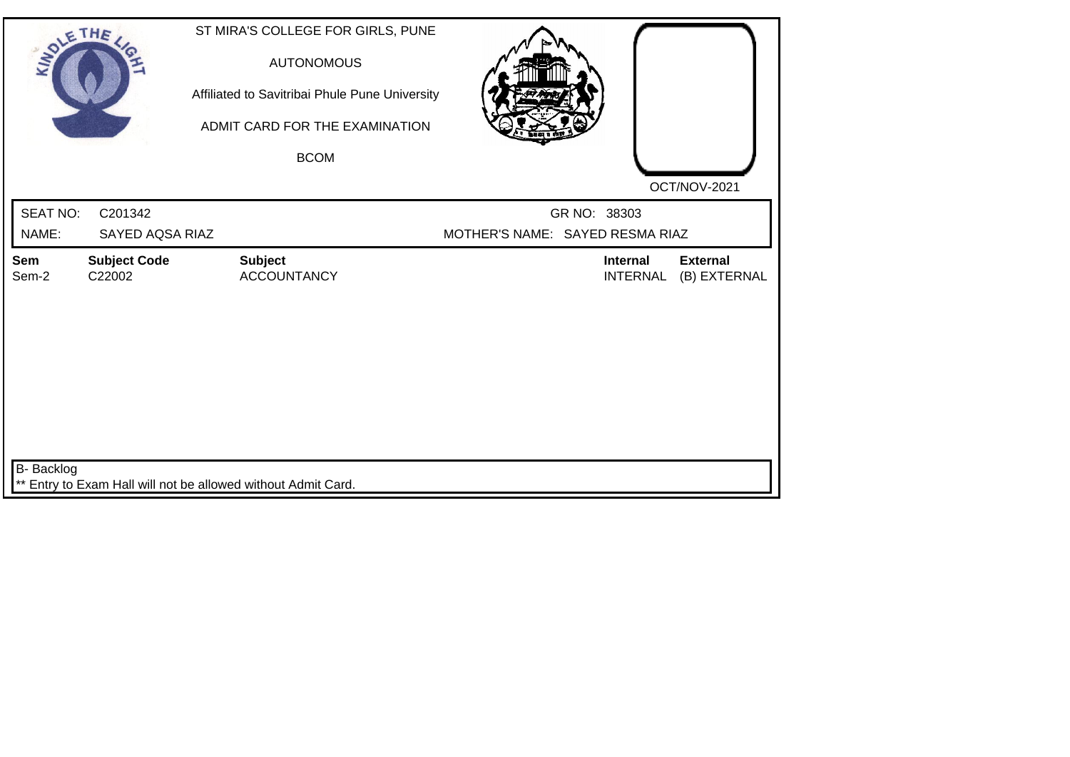ST MIRA'S COLLEGE FOR GIRLS, PUNE

AUTONOMOUS

Affiliated to Savitribai Phule Pune University

ADMIT CARD FOR THE EXAMINATION

BCOM

OCT/NOV-2021

SEAT NO: C201342 GR NO: 38303

NAME: SAYED AQSA RIAZ MOTHER'S NAME: SAYED RESMA RIAZ

| Sem | Subject Code | Subject | Internal | External |
|---|---|---|---|---|
| Sem-2 | C22002 | ACCOUNTANCY | INTERNAL | (B) EXTERNAL |

B- Backlog

** Entry to Exam Hall will not be allowed without Admit Card.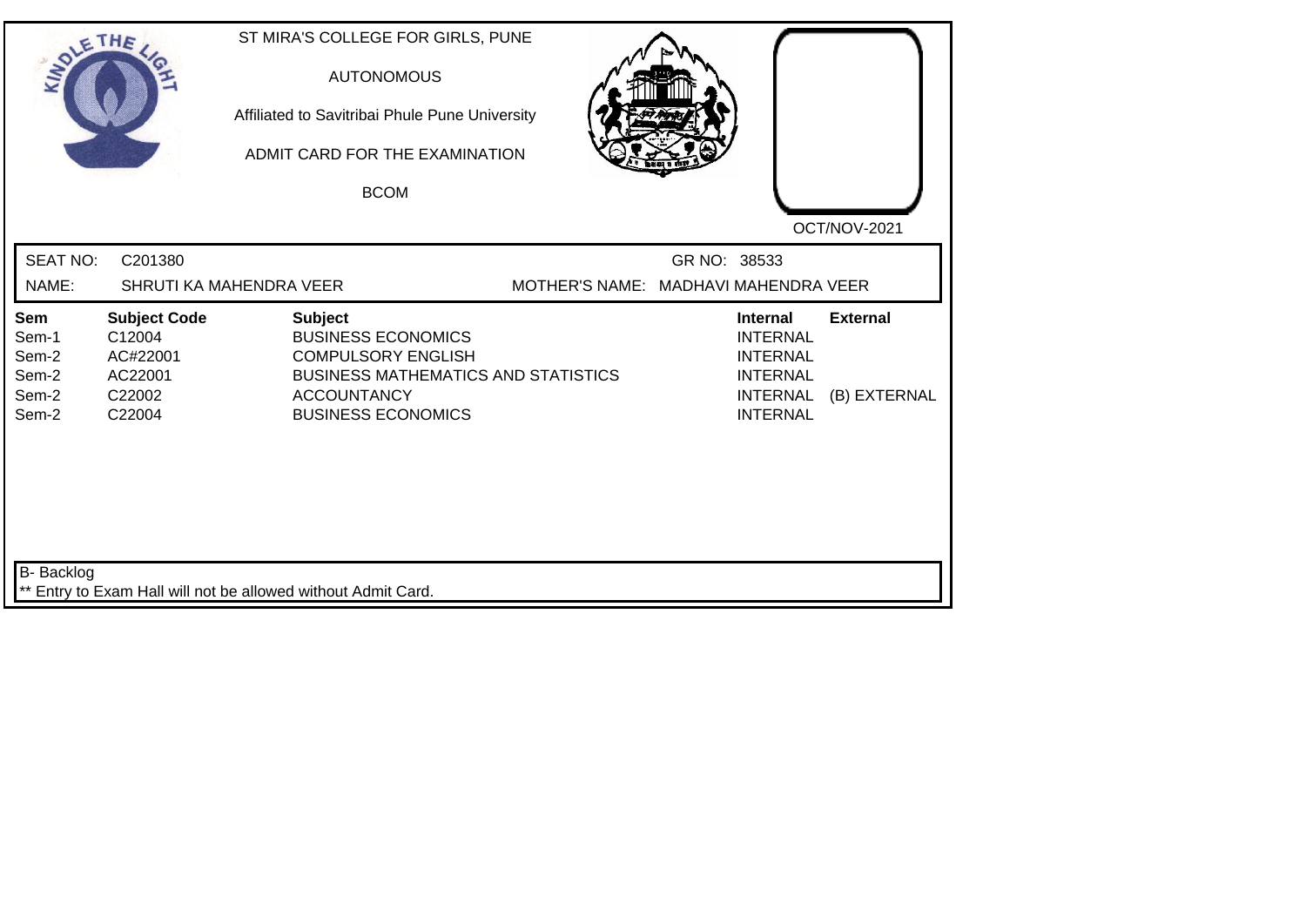ST MIRA'S COLLEGE FOR GIRLS, PUNE

AUTONOMOUS

Affiliated to Savitribai Phule Pune University

ADMIT CARD FOR THE EXAMINATION

BCOM

OCT/NOV-2021

SEAT NO: C201380 GR NO: 38533

NAME: SHRUTI KA MAHENDRA VEER MOTHER'S NAME: MADHAVI MAHENDRA VEER

| Sem | Subject Code | Subject | Internal | External |
|---|---|---|---|---|
| Sem-1 | C12004 | BUSINESS ECONOMICS | INTERNAL | |
| Sem-2 | AC#22001 | COMPULSORY ENGLISH | INTERNAL | |
| Sem-2 | AC22001 | BUSINESS MATHEMATICS AND STATISTICS | INTERNAL | |
| Sem-2 | C22002 | ACCOUNTANCY | INTERNAL | (B) EXTERNAL |
| Sem-2 | C22004 | BUSINESS ECONOMICS | INTERNAL | |

B- Backlog

** Entry to Exam Hall will not be allowed without Admit Card.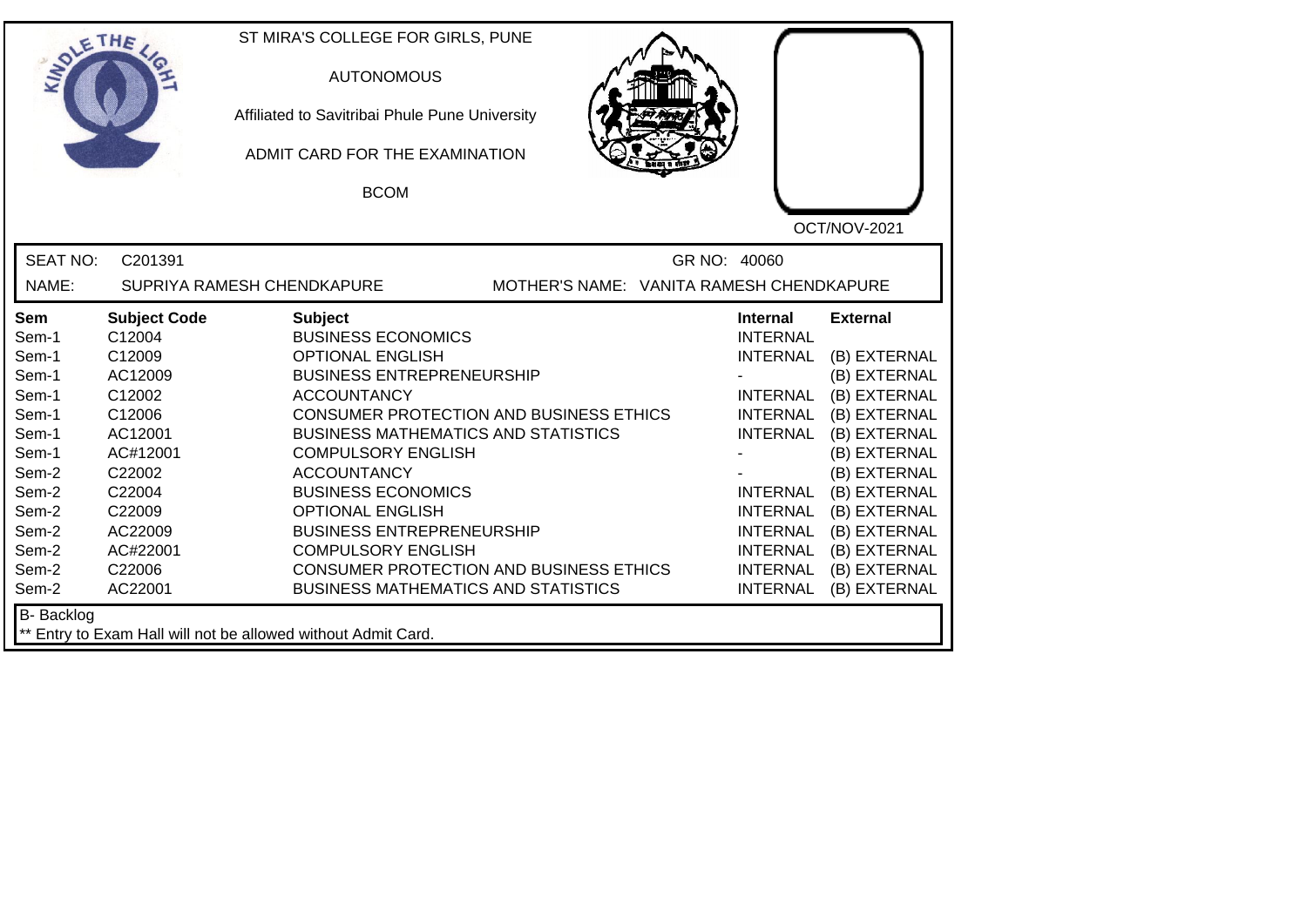ST MIRA'S COLLEGE FOR GIRLS, PUNE

AUTONOMOUS

Affiliated to Savitribai Phule Pune University

ADMIT CARD FOR THE EXAMINATION

BCOM

OCT/NOV-2021

SEAT NO: C201391 GR NO: 40060

NAME: SUPRIYA RAMESH CHENDKAPURE MOTHER'S NAME: VANITA RAMESH CHENDKAPURE

| Sem | Subject Code | Subject | Internal | External |
|---|---|---|---|---|
| Sem-1 | C12004 | BUSINESS ECONOMICS | INTERNAL | |
| Sem-1 | C12009 | OPTIONAL ENGLISH | INTERNAL | (B) EXTERNAL |
| Sem-1 | AC12009 | BUSINESS ENTREPRENEURSHIP | - | (B) EXTERNAL |
| Sem-1 | C12002 | ACCOUNTANCY | INTERNAL | (B) EXTERNAL |
| Sem-1 | C12006 | CONSUMER PROTECTION AND BUSINESS ETHICS | INTERNAL | (B) EXTERNAL |
| Sem-1 | AC12001 | BUSINESS MATHEMATICS AND STATISTICS | INTERNAL | (B) EXTERNAL |
| Sem-1 | AC#12001 | COMPULSORY ENGLISH | - | (B) EXTERNAL |
| Sem-2 | C22002 | ACCOUNTANCY | - | (B) EXTERNAL |
| Sem-2 | C22004 | BUSINESS ECONOMICS | INTERNAL | (B) EXTERNAL |
| Sem-2 | C22009 | OPTIONAL ENGLISH | INTERNAL | (B) EXTERNAL |
| Sem-2 | AC22009 | BUSINESS ENTREPRENEURSHIP | INTERNAL | (B) EXTERNAL |
| Sem-2 | AC#22001 | COMPULSORY ENGLISH | INTERNAL | (B) EXTERNAL |
| Sem-2 | C22006 | CONSUMER PROTECTION AND BUSINESS ETHICS | INTERNAL | (B) EXTERNAL |
| Sem-2 | AC22001 | BUSINESS MATHEMATICS AND STATISTICS | INTERNAL | (B) EXTERNAL |

B- Backlog

** Entry to Exam Hall will not be allowed without Admit Card.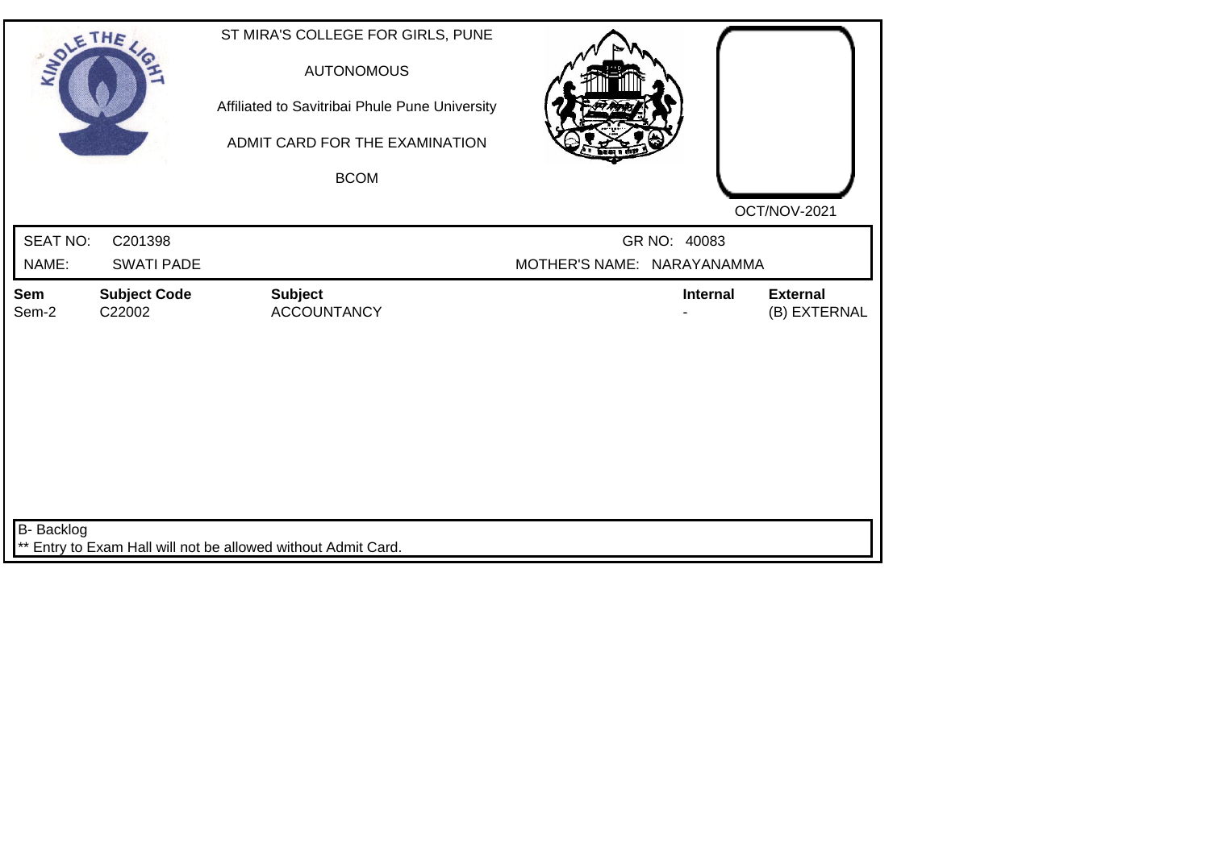ST MIRA'S COLLEGE FOR GIRLS, PUNE

AUTONOMOUS

Affiliated to Savitribai Phule Pune University

ADMIT CARD FOR THE EXAMINATION

BCOM

OCT/NOV-2021

SEAT NO: C201398 GR NO: 40083

NAME: SWATI PADE MOTHER'S NAME: NARAYANAMMA

| Sem | Subject Code | Subject | Internal | External |
|---|---|---|---|---|
| Sem-2 | C22002 | ACCOUNTANCY | - | (B) EXTERNAL |

B- Backlog

** Entry to Exam Hall will not be allowed without Admit Card.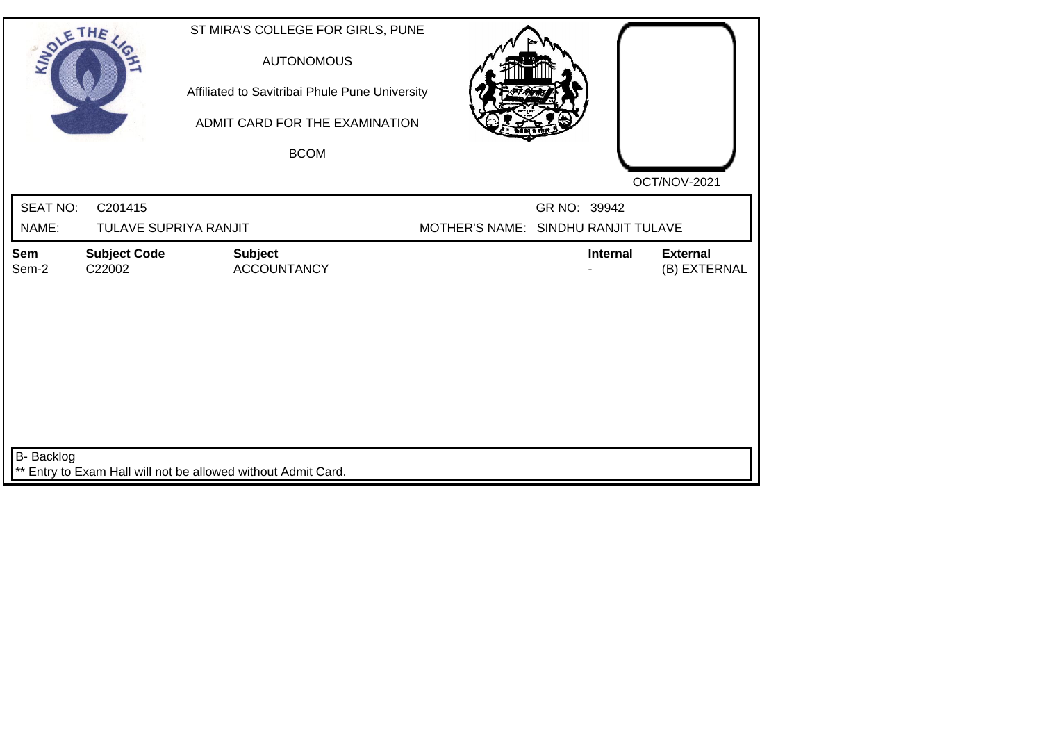ST MIRA'S COLLEGE FOR GIRLS, PUNE

AUTONOMOUS

Affiliated to Savitribai Phule Pune University

ADMIT CARD FOR THE EXAMINATION

BCOM

OCT/NOV-2021

SEAT NO: C201415 GR NO: 39942

NAME: TULAVE SUPRIYA RANJIT MOTHER'S NAME: SINDHU RANJIT TULAVE

| Sem | Subject Code | Subject | Internal | External |
|---|---|---|---|---|
| Sem-2 | C22002 | ACCOUNTANCY | - | (B) EXTERNAL |

B- Backlog

** Entry to Exam Hall will not be allowed without Admit Card.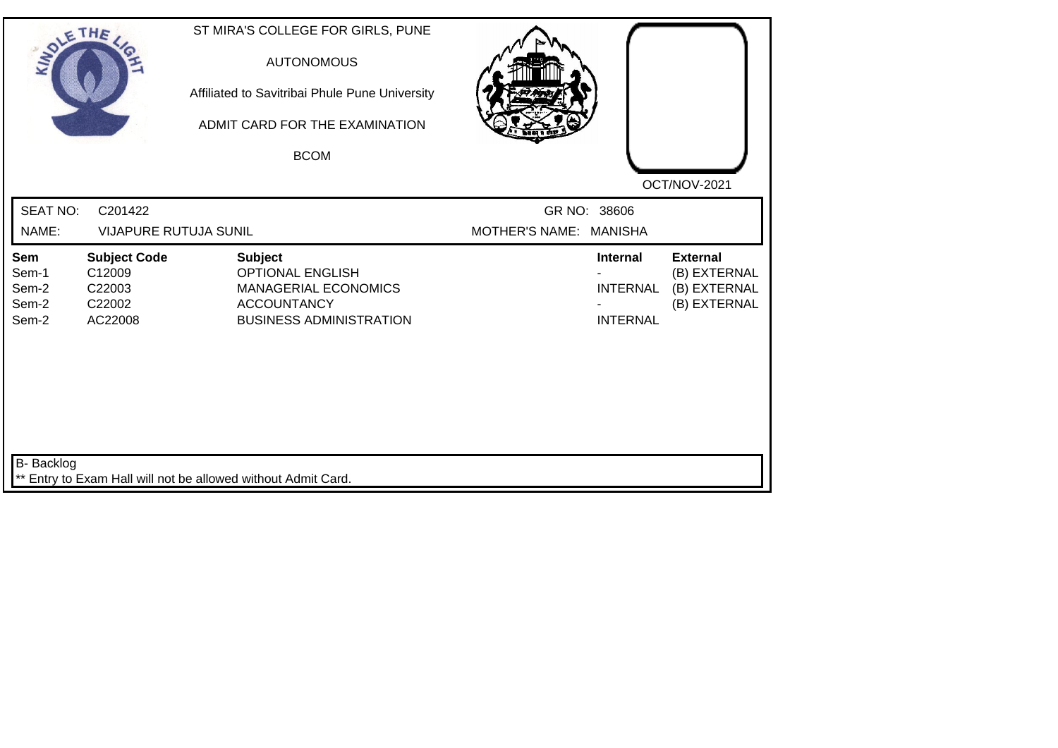ST MIRA'S COLLEGE FOR GIRLS, PUNE

AUTONOMOUS

Affiliated to Savitribai Phule Pune University

ADMIT CARD FOR THE EXAMINATION

BCOM

OCT/NOV-2021

SEAT NO: C201422 GR NO: 38606

NAME: VIJAPURE RUTUJA SUNIL MOTHER'S NAME: MANISHA

| Sem | Subject Code | Subject | Internal | External |
|---|---|---|---|---|
| Sem-1 | C12009 | OPTIONAL ENGLISH | - | (B) EXTERNAL |
| Sem-2 | C22003 | MANAGERIAL ECONOMICS | INTERNAL | (B) EXTERNAL |
| Sem-2 | C22002 | ACCOUNTANCY | - | (B) EXTERNAL |
| Sem-2 | AC22008 | BUSINESS ADMINISTRATION | INTERNAL | |

B- Backlog

** Entry to Exam Hall will not be allowed without Admit Card.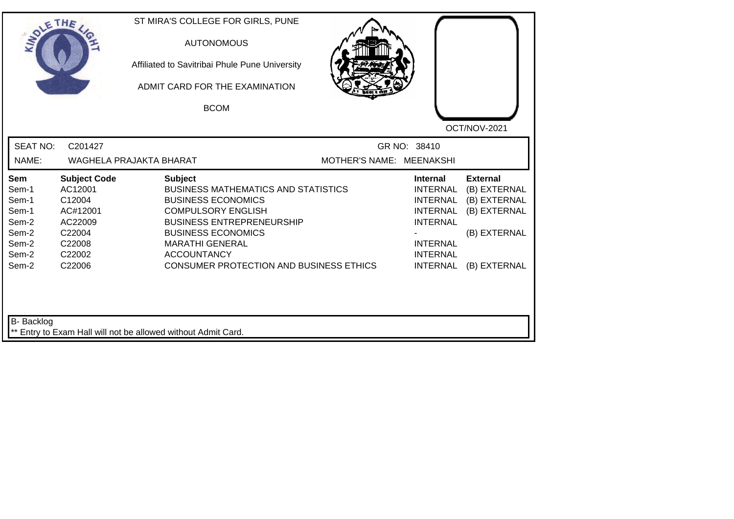ST MIRA'S COLLEGE FOR GIRLS, PUNE

AUTONOMOUS

Affiliated to Savitribai Phule Pune University

ADMIT CARD FOR THE EXAMINATION

BCOM

OCT/NOV-2021

SEAT NO: C201427 GR NO: 38410

NAME: WAGHELA PRAJAKTA BHARAT MOTHER'S NAME: MEENAKSHI

| Sem | Subject Code | Subject | Internal | External |
|---|---|---|---|---|
| Sem-1 | AC12001 | BUSINESS MATHEMATICS AND STATISTICS | INTERNAL | (B) EXTERNAL |
| Sem-1 | C12004 | BUSINESS ECONOMICS | INTERNAL | (B) EXTERNAL |
| Sem-1 | AC#12001 | COMPULSORY ENGLISH | INTERNAL | (B) EXTERNAL |
| Sem-2 | AC22009 | BUSINESS ENTREPRENEURSHIP | INTERNAL | |
| Sem-2 | C22004 | BUSINESS ECONOMICS | - | (B) EXTERNAL |
| Sem-2 | C22008 | MARATHI GENERAL | INTERNAL | |
| Sem-2 | C22002 | ACCOUNTANCY | INTERNAL | |
| Sem-2 | C22006 | CONSUMER PROTECTION AND BUSINESS ETHICS | INTERNAL | (B) EXTERNAL |

B- Backlog

** Entry to Exam Hall will not be allowed without Admit Card.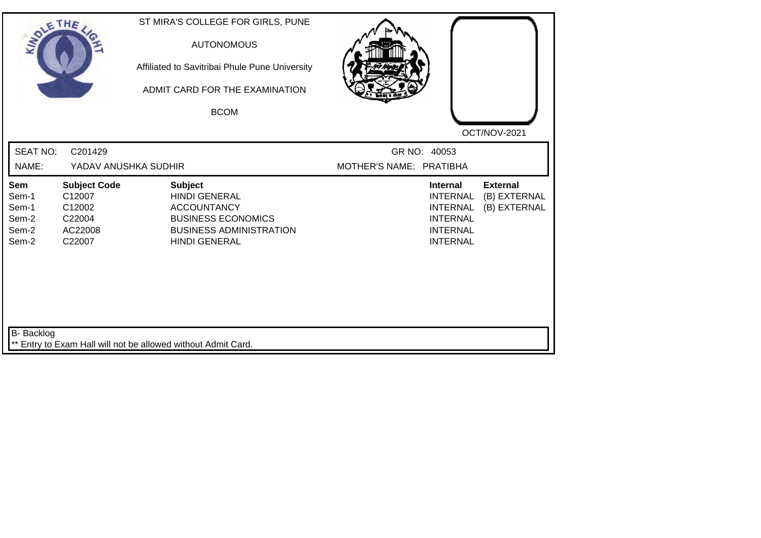ST MIRA'S COLLEGE FOR GIRLS, PUNE

AUTONOMOUS

Affiliated to Savitribai Phule Pune University

ADMIT CARD FOR THE EXAMINATION

BCOM

OCT/NOV-2021

SEAT NO: C201429 GR NO: 40053

NAME: YADAV ANUSHKA SUDHIR MOTHER'S NAME: PRATIBHA

| Sem | Subject Code | Subject | Internal | External |
|---|---|---|---|---|
| Sem-1 | C12007 | HINDI GENERAL | INTERNAL | (B) EXTERNAL |
| Sem-1 | C12002 | ACCOUNTANCY | INTERNAL | (B) EXTERNAL |
| Sem-2 | C22004 | BUSINESS ECONOMICS | INTERNAL | |
| Sem-2 | AC22008 | BUSINESS ADMINISTRATION | INTERNAL | |
| Sem-2 | C22007 | HINDI GENERAL | INTERNAL | |

B- Backlog

** Entry to Exam Hall will not be allowed without Admit Card.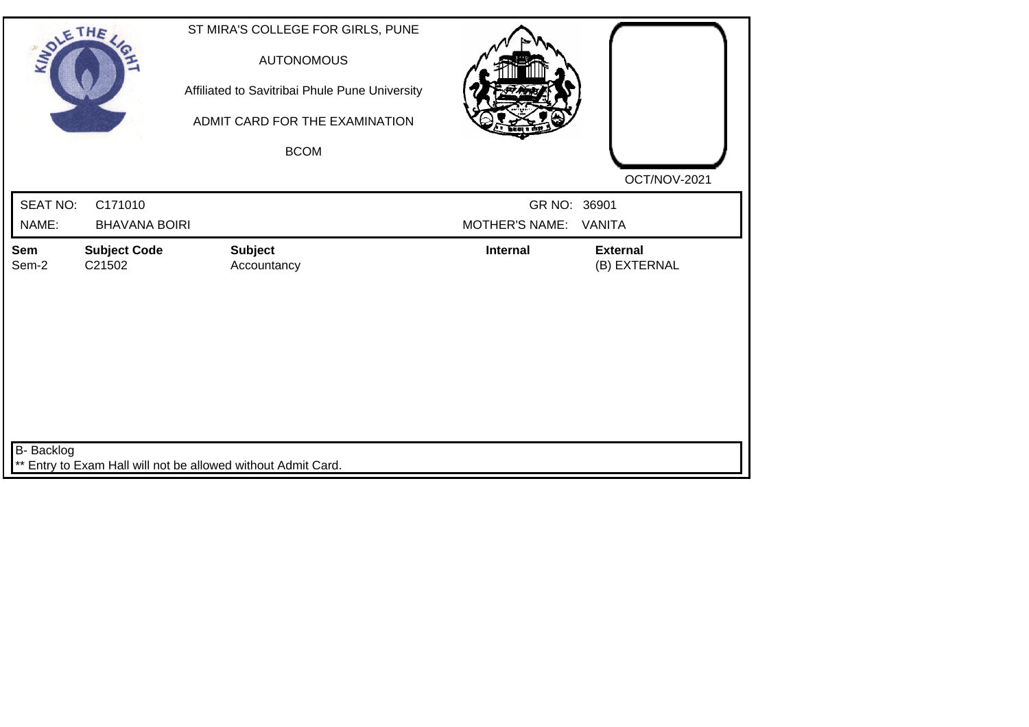ST MIRA'S COLLEGE FOR GIRLS, PUNE

AUTONOMOUS

Affiliated to Savitribai Phule Pune University

ADMIT CARD FOR THE EXAMINATION

BCOM

OCT/NOV-2021

| SEAT NO: | C171010 | GR NO: | 36901 |
|---|---|---|---|
| NAME: | BHAVANA BOIRI | MOTHER'S NAME: | VANITA |

| Sem | Subject Code | Subject | Internal | External |
|---|---|---|---|---|
| Sem-2 | C21502 | Accountancy | | (B) EXTERNAL |

B- Backlog

** Entry to Exam Hall will not be allowed without Admit Card.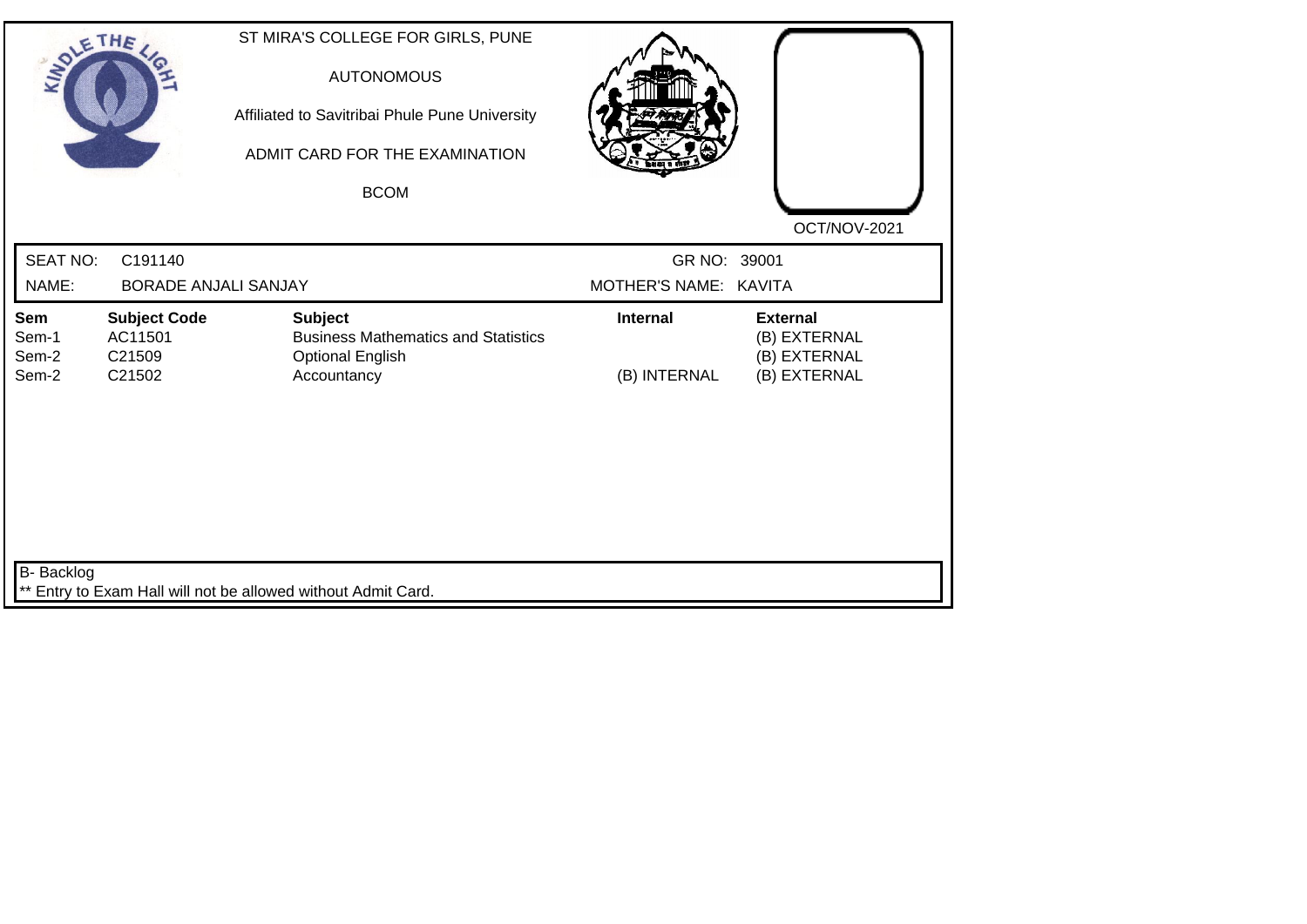ST MIRA'S COLLEGE FOR GIRLS, PUNE

AUTONOMOUS

Affiliated to Savitribai Phule Pune University

ADMIT CARD FOR THE EXAMINATION

BCOM

OCT/NOV-2021

| SEAT NO: | C191140 | GR NO: | 39001 |
|---|---|---|---|
| NAME: | BORADE ANJALI SANJAY | MOTHER'S NAME: | KAVITA |

| Sem | Subject Code | Subject | Internal | External |
|---|---|---|---|---|
| Sem-1 | AC11501 | Business Mathematics and Statistics | | (B) EXTERNAL |
| Sem-2 | C21509 | Optional English | | (B) EXTERNAL |
| Sem-2 | C21502 | Accountancy | (B) INTERNAL | (B) EXTERNAL |

B- Backlog

** Entry to Exam Hall will not be allowed without Admit Card.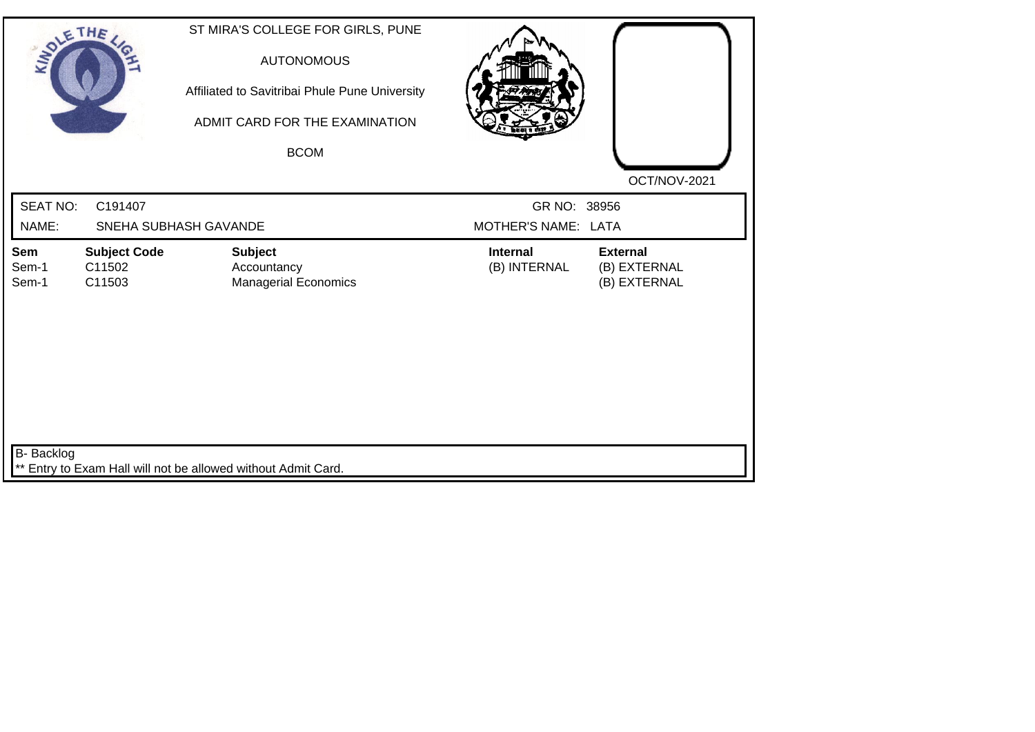ST MIRA'S COLLEGE FOR GIRLS, PUNE

AUTONOMOUS

Affiliated to Savitribai Phule Pune University

ADMIT CARD FOR THE EXAMINATION

BCOM

OCT/NOV-2021

SEAT NO: C191407 GR NO: 38956

NAME: SNEHA SUBHASH GAVANDE MOTHER'S NAME: LATA

| Sem | Subject Code | Subject | Internal | External |
|---|---|---|---|---|
| Sem-1 | C11502 | Accountancy | (B) INTERNAL | (B) EXTERNAL |
| Sem-1 | C11503 | Managerial Economics | | (B) EXTERNAL |

B- Backlog

** Entry to Exam Hall will not be allowed without Admit Card.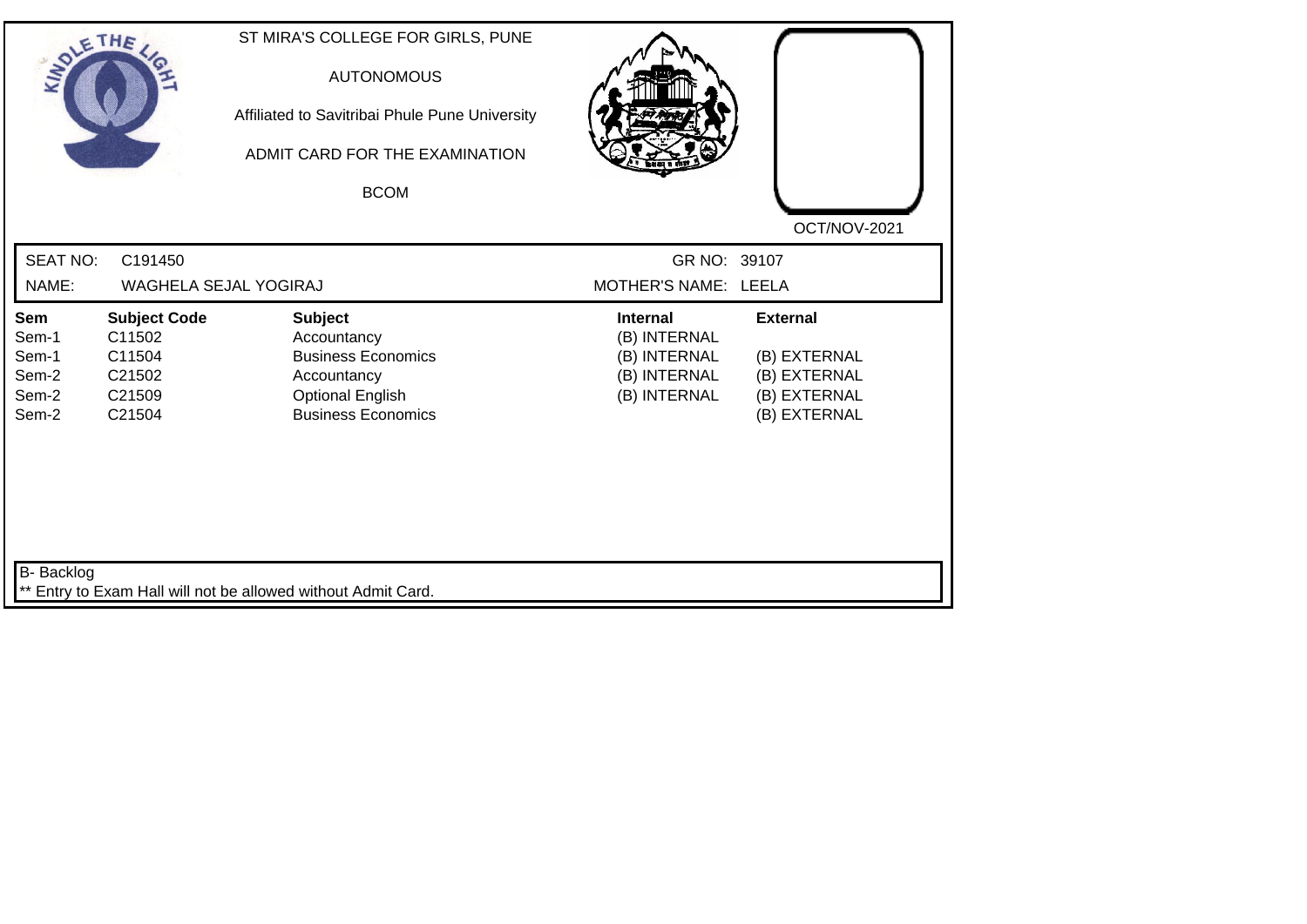ST MIRA'S COLLEGE FOR GIRLS, PUNE

AUTONOMOUS

Affiliated to Savitribai Phule Pune University

ADMIT CARD FOR THE EXAMINATION

BCOM

OCT/NOV-2021

SEAT NO: C191450

GR NO: 39107

NAME: WAGHELA SEJAL YOGIRAJ

MOTHER'S NAME: LEELA

| Sem | Subject Code | Subject | Internal | External |
|---|---|---|---|---|
| Sem-1 | C11502 | Accountancy | (B) INTERNAL | |
| Sem-1 | C11504 | Business Economics | (B) INTERNAL | (B) EXTERNAL |
| Sem-2 | C21502 | Accountancy | (B) INTERNAL | (B) EXTERNAL |
| Sem-2 | C21509 | Optional English | (B) INTERNAL | (B) EXTERNAL |
| Sem-2 | C21504 | Business Economics | | (B) EXTERNAL |

B- Backlog

** Entry to Exam Hall will not be allowed without Admit Card.